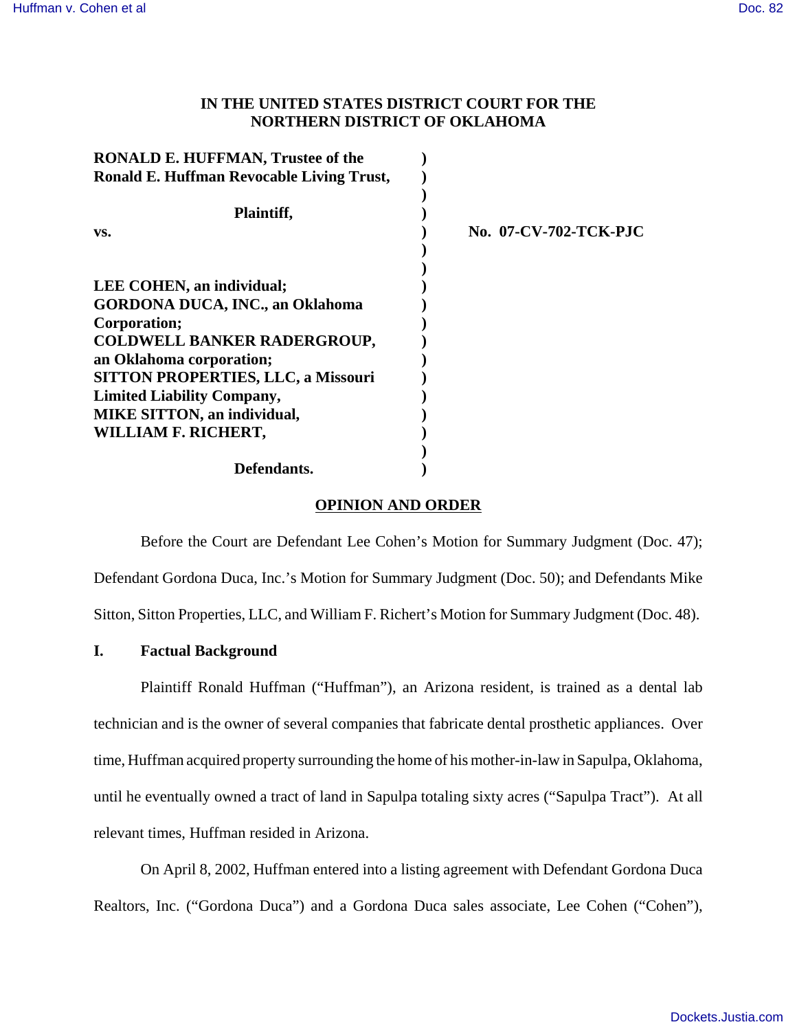# IN THE UNITED STATES DISTRICT COURT FOR THE NORTHERN DISTRICT OF OKLAHOMA

| | | |
|---|---|---|
| **RONALD E. HUFFMAN, Trustee of the Ronald E. Huffman Revocable Living Trust,** | ) | |
| **Plaintiff,** | ) | |
| **vs.** | ) | **No. 07-CV-702-TCK-PJC** |
| **LEE COHEN, an individual; GORDONA DUCA, INC., an Oklahoma Corporation; COLDWELL BANKER RADERGROUP, an Oklahoma corporation; SITTON PROPERTIES, LLC, a Missouri Limited Liability Company, MIKE SITTON, an individual, WILLIAM F. RICHERT,** | ) | |
| **Defendants.** | ) | |

## OPINION AND ORDER

Before the Court are Defendant Lee Cohen's Motion for Summary Judgment (Doc. 47); Defendant Gordona Duca, Inc.'s Motion for Summary Judgment (Doc. 50); and Defendants Mike Sitton, Sitton Properties, LLC, and William F. Richert's Motion for Summary Judgment (Doc. 48).

## I. Factual Background

Plaintiff Ronald Huffman ("Huffman"), an Arizona resident, is trained as a dental lab technician and is the owner of several companies that fabricate dental prosthetic appliances. Over time, Huffman acquired property surrounding the home of his mother-in-law in Sapulpa, Oklahoma, until he eventually owned a tract of land in Sapulpa totaling sixty acres ("Sapulpa Tract"). At all relevant times, Huffman resided in Arizona.

On April 8, 2002, Huffman entered into a listing agreement with Defendant Gordona Duca Realtors, Inc. ("Gordona Duca") and a Gordona Duca sales associate, Lee Cohen ("Cohen"),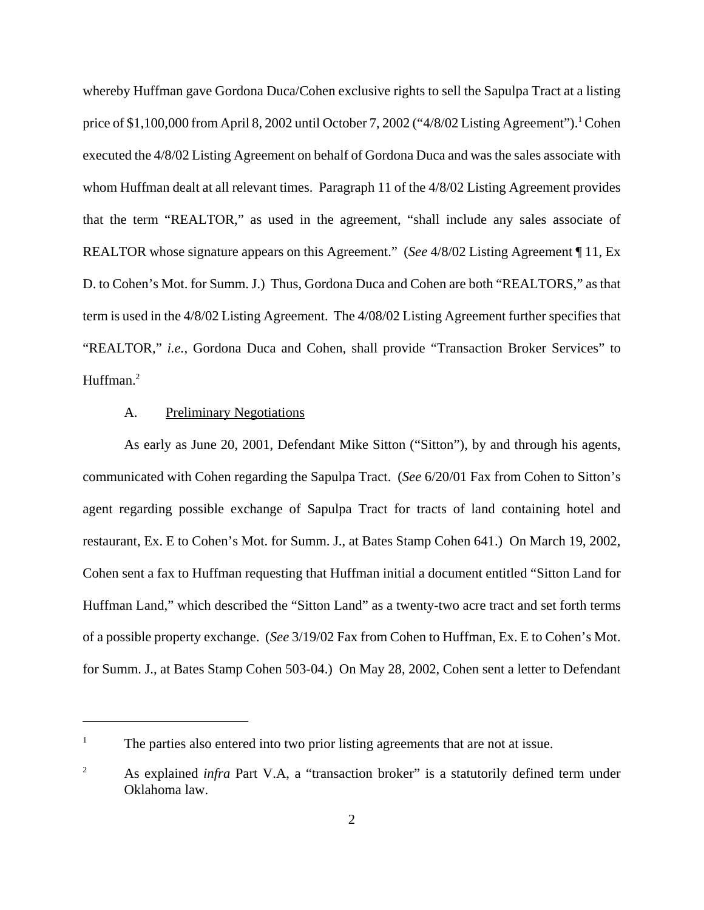whereby Huffman gave Gordona Duca/Cohen exclusive rights to sell the Sapulpa Tract at a listing price of $1,100,000 from April 8, 2002 until October 7, 2002 ("4/8/02 Listing Agreement").[1] Cohen executed the 4/8/02 Listing Agreement on behalf of Gordona Duca and was the sales associate with whom Huffman dealt at all relevant times. Paragraph 11 of the 4/8/02 Listing Agreement provides that the term "REALTOR," as used in the agreement, "shall include any sales associate of REALTOR whose signature appears on this Agreement." (*See* 4/8/02 Listing Agreement ¶ 11, Ex D. to Cohen's Mot. for Summ. J.) Thus, Gordona Duca and Cohen are both "REALTORS," as that term is used in the 4/8/02 Listing Agreement. The 4/08/02 Listing Agreement further specifies that "REALTOR," *i.e.*, Gordona Duca and Cohen, shall provide "Transaction Broker Services" to Huffman.[2]

A. Preliminary Negotiations

As early as June 20, 2001, Defendant Mike Sitton ("Sitton"), by and through his agents, communicated with Cohen regarding the Sapulpa Tract. (*See* 6/20/01 Fax from Cohen to Sitton's agent regarding possible exchange of Sapulpa Tract for tracts of land containing hotel and restaurant, Ex. E to Cohen's Mot. for Summ. J., at Bates Stamp Cohen 641.) On March 19, 2002, Cohen sent a fax to Huffman requesting that Huffman initial a document entitled "Sitton Land for Huffman Land," which described the "Sitton Land" as a twenty-two acre tract and set forth terms of a possible property exchange. (*See* 3/19/02 Fax from Cohen to Huffman, Ex. E to Cohen's Mot. for Summ. J., at Bates Stamp Cohen 503-04.) On May 28, 2002, Cohen sent a letter to Defendant

---

[1] The parties also entered into two prior listing agreements that are not at issue.

[2] As explained *infra* Part V.A, a "transaction broker" is a statutorily defined term under Oklahoma law.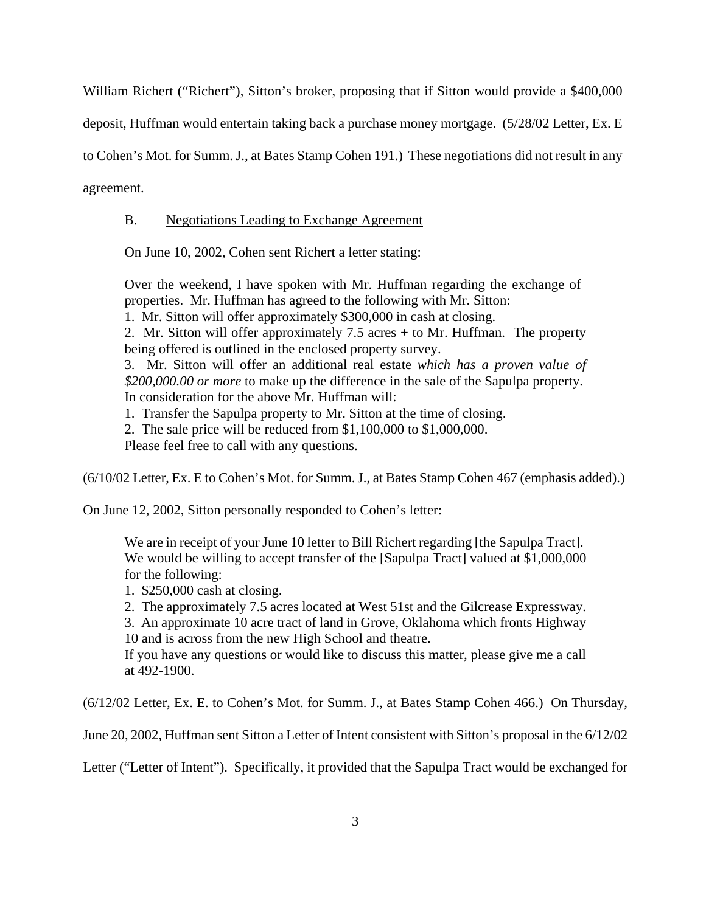William Richert ("Richert"), Sitton's broker, proposing that if Sitton would provide a $400,000 deposit, Huffman would entertain taking back a purchase money mortgage. (5/28/02 Letter, Ex. E to Cohen's Mot. for Summ. J., at Bates Stamp Cohen 191.) These negotiations did not result in any agreement.

B. Negotiations Leading to Exchange Agreement

On June 10, 2002, Cohen sent Richert a letter stating:

> Over the weekend, I have spoken with Mr. Huffman regarding the exchange of properties. Mr. Huffman has agreed to the following with Mr. Sitton:
> 1. Mr. Sitton will offer approximately $300,000 in cash at closing.
> 2. Mr. Sitton will offer approximately 7.5 acres + to Mr. Huffman. The property being offered is outlined in the enclosed property survey.
> 3. Mr. Sitton will offer an additional real estate *which has a proven value of $200,000.00 or more* to make up the difference in the sale of the Sapulpa property.
> In consideration for the above Mr. Huffman will:
> 1. Transfer the Sapulpa property to Mr. Sitton at the time of closing.
> 2. The sale price will be reduced from $1,100,000 to $1,000,000.
> Please feel free to call with any questions.

(6/10/02 Letter, Ex. E to Cohen's Mot. for Summ. J., at Bates Stamp Cohen 467 (emphasis added).)

On June 12, 2002, Sitton personally responded to Cohen's letter:

> We are in receipt of your June 10 letter to Bill Richert regarding [the Sapulpa Tract]. We would be willing to accept transfer of the [Sapulpa Tract] valued at $1,000,000 for the following:
> 1. $250,000 cash at closing.
> 2. The approximately 7.5 acres located at West 51st and the Gilcrease Expressway.
> 3. An approximate 10 acre tract of land in Grove, Oklahoma which fronts Highway 10 and is across from the new High School and theatre.
> If you have any questions or would like to discuss this matter, please give me a call at 492-1900.

(6/12/02 Letter, Ex. E. to Cohen's Mot. for Summ. J., at Bates Stamp Cohen 466.) On Thursday, June 20, 2002, Huffman sent Sitton a Letter of Intent consistent with Sitton's proposal in the 6/12/02 Letter ("Letter of Intent"). Specifically, it provided that the Sapulpa Tract would be exchanged for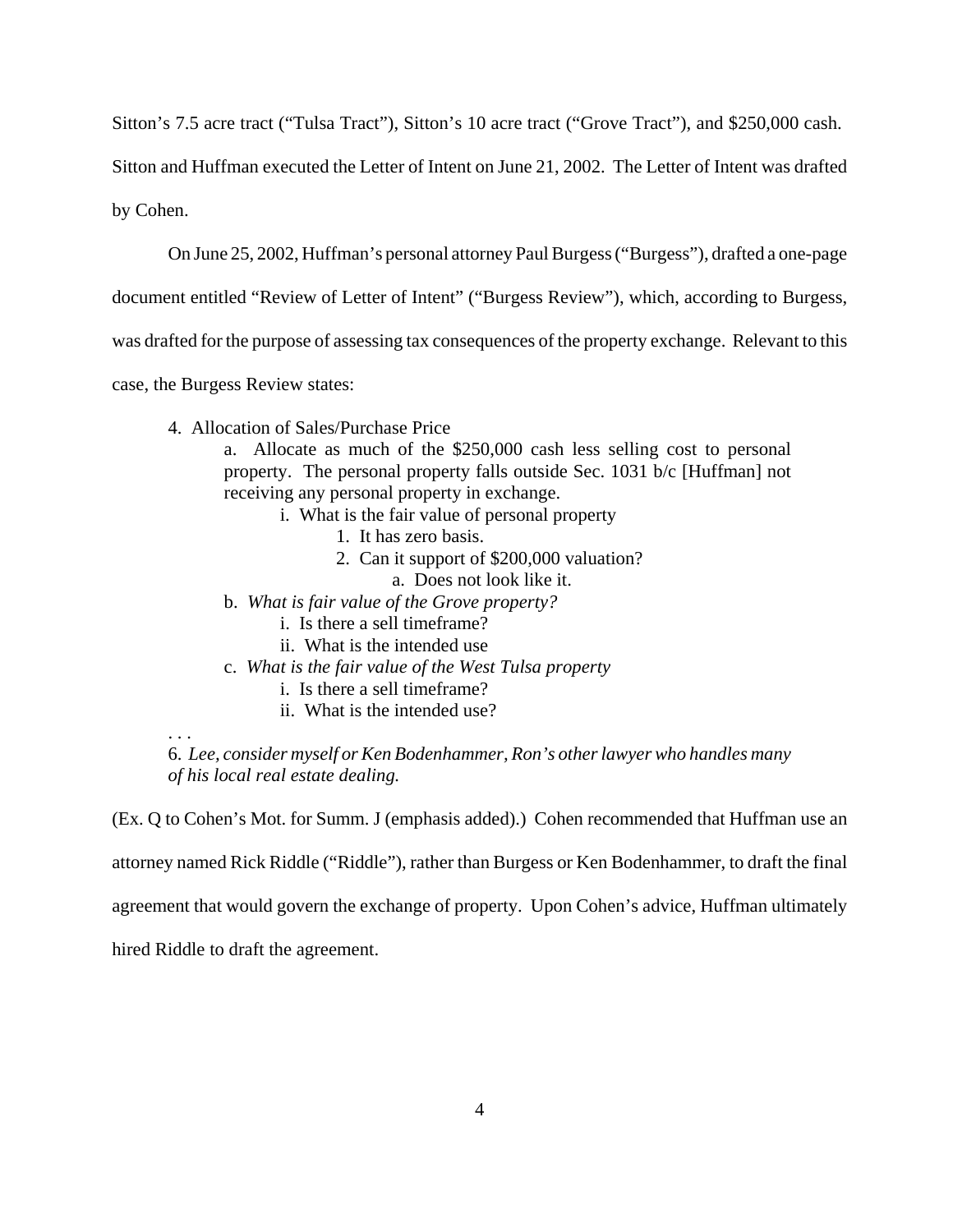Sitton's 7.5 acre tract ("Tulsa Tract"), Sitton's 10 acre tract ("Grove Tract"), and $250,000 cash. Sitton and Huffman executed the Letter of Intent on June 21, 2002. The Letter of Intent was drafted by Cohen.

On June 25, 2002, Huffman's personal attorney Paul Burgess ("Burgess"), drafted a one-page document entitled "Review of Letter of Intent" ("Burgess Review"), which, according to Burgess, was drafted for the purpose of assessing tax consequences of the property exchange. Relevant to this case, the Burgess Review states:

> 4. Allocation of Sales/Purchase Price
>
> a. Allocate as much of the $250,000 cash less selling cost to personal property. The personal property falls outside Sec. 1031 b/c [Huffman] not receiving any personal property in exchange.
>
> i. What is the fair value of personal property
>
> 1. It has zero basis.
>
> 2. Can it support of $200,000 valuation?
>
> a. Does not look like it.
>
> b. *What is fair value of the Grove property?*
>
> i. Is there a sell timeframe?
>
> ii. What is the intended use
>
> c. *What is the fair value of the West Tulsa property*
>
> i. Is there a sell timeframe?
>
> ii. What is the intended use?
>
> . . .
>
> 6. *Lee, consider myself or Ken Bodenhammer, Ron's other lawyer who handles many of his local real estate dealing.*

(Ex. Q to Cohen's Mot. for Summ. J (emphasis added).) Cohen recommended that Huffman use an attorney named Rick Riddle ("Riddle"), rather than Burgess or Ken Bodenhammer, to draft the final agreement that would govern the exchange of property. Upon Cohen's advice, Huffman ultimately hired Riddle to draft the agreement.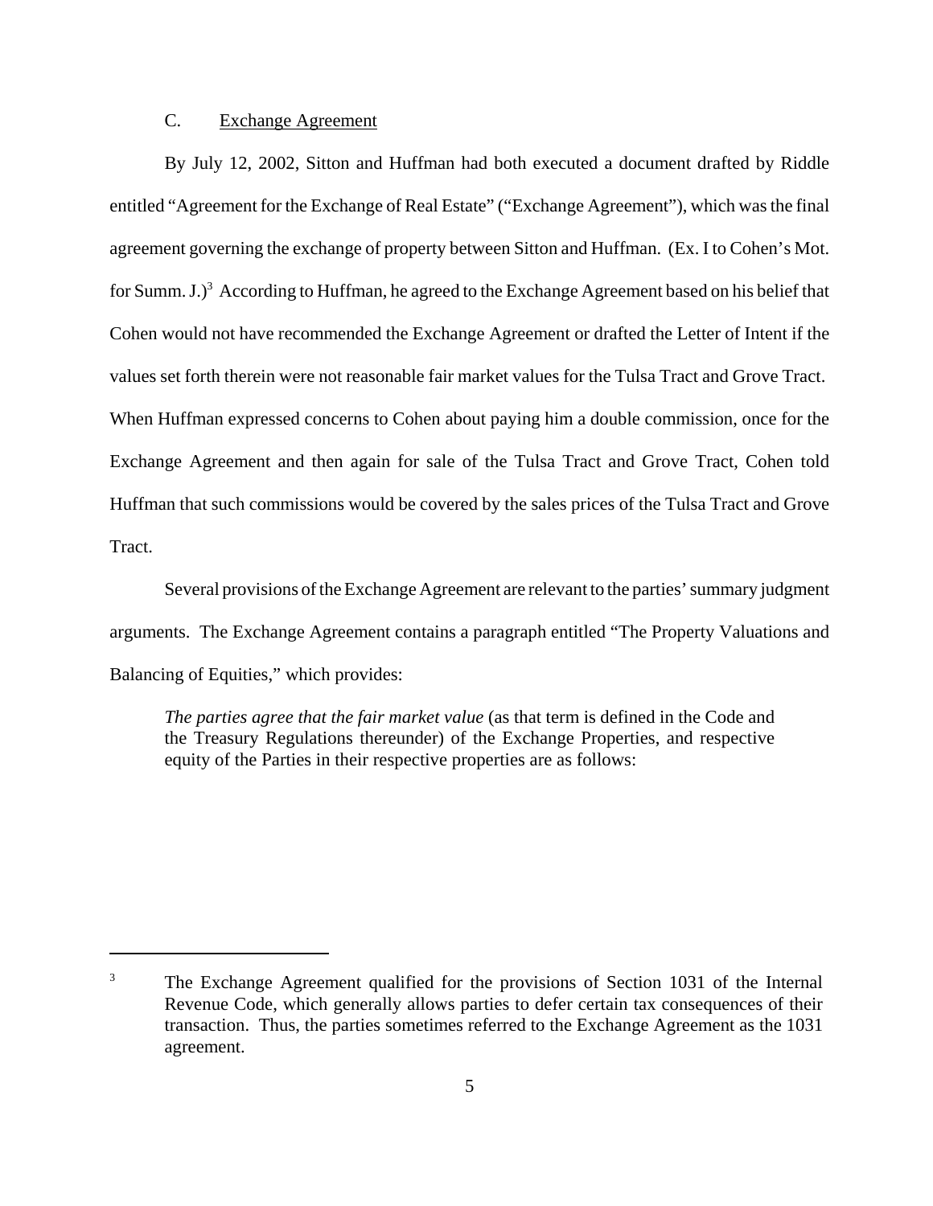### C. Exchange Agreement

By July 12, 2002, Sitton and Huffman had both executed a document drafted by Riddle entitled "Agreement for the Exchange of Real Estate" ("Exchange Agreement"), which was the final agreement governing the exchange of property between Sitton and Huffman. (Ex. I to Cohen's Mot. for Summ. J.)[3] According to Huffman, he agreed to the Exchange Agreement based on his belief that Cohen would not have recommended the Exchange Agreement or drafted the Letter of Intent if the values set forth therein were not reasonable fair market values for the Tulsa Tract and Grove Tract. When Huffman expressed concerns to Cohen about paying him a double commission, once for the Exchange Agreement and then again for sale of the Tulsa Tract and Grove Tract, Cohen told Huffman that such commissions would be covered by the sales prices of the Tulsa Tract and Grove Tract.

Several provisions of the Exchange Agreement are relevant to the parties' summary judgment arguments. The Exchange Agreement contains a paragraph entitled "The Property Valuations and Balancing of Equities," which provides:

> *The parties agree that the fair market value* (as that term is defined in the Code and the Treasury Regulations thereunder) of the Exchange Properties, and respective equity of the Parties in their respective properties are as follows:

[3] The Exchange Agreement qualified for the provisions of Section 1031 of the Internal Revenue Code, which generally allows parties to defer certain tax consequences of their transaction. Thus, the parties sometimes referred to the Exchange Agreement as the 1031 agreement.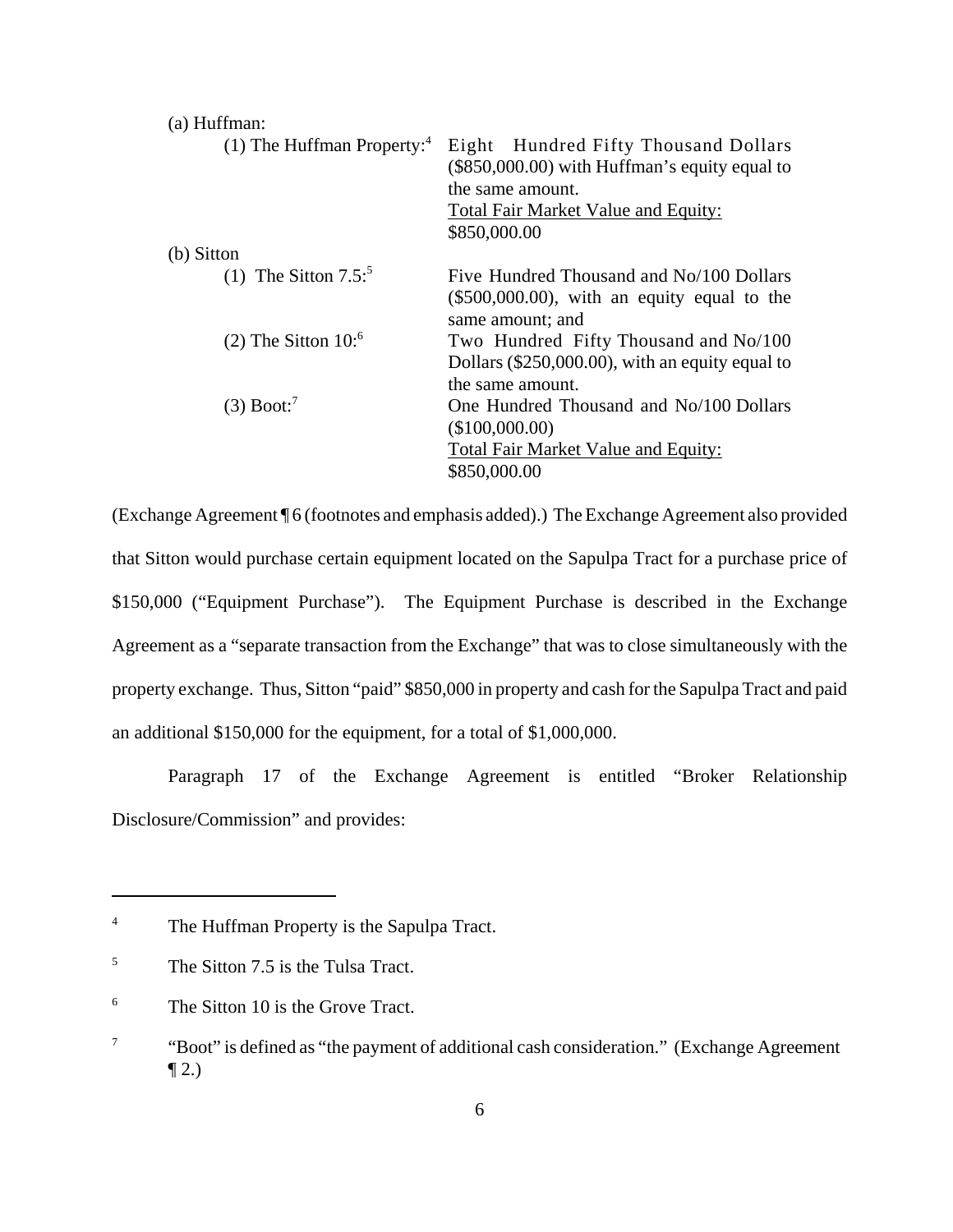(a) Huffman:

| | |
|---|---|
| (1) The Huffman Property:[4] | Eight Hundred Fifty Thousand Dollars ($850,000.00) with Huffman's equity equal to the same amount. |
| | Total Fair Market Value and Equity: $850,000.00 |

(b) Sitton

| | |
|---|---|
| (1) The Sitton 7.5:[5] | Five Hundred Thousand and No/100 Dollars ($500,000.00), with an equity equal to the same amount; and |
| (2) The Sitton 10:[6] | Two Hundred Fifty Thousand and No/100 Dollars ($250,000.00), with an equity equal to the same amount. |
| (3) Boot:[7] | One Hundred Thousand and No/100 Dollars ($100,000.00) |
| | Total Fair Market Value and Equity: $850,000.00 |

(Exchange Agreement ¶ 6 (footnotes and emphasis added).) The Exchange Agreement also provided that Sitton would purchase certain equipment located on the Sapulpa Tract for a purchase price of $150,000 ("Equipment Purchase"). The Equipment Purchase is described in the Exchange Agreement as a "separate transaction from the Exchange" that was to close simultaneously with the property exchange. Thus, Sitton "paid" $850,000 in property and cash for the Sapulpa Tract and paid an additional $150,000 for the equipment, for a total of $1,000,000.

Paragraph 17 of the Exchange Agreement is entitled "Broker Relationship Disclosure/Commission" and provides:

---

[4] The Huffman Property is the Sapulpa Tract.

[5] The Sitton 7.5 is the Tulsa Tract.

[6] The Sitton 10 is the Grove Tract.

[7] "Boot" is defined as "the payment of additional cash consideration." (Exchange Agreement ¶ 2.)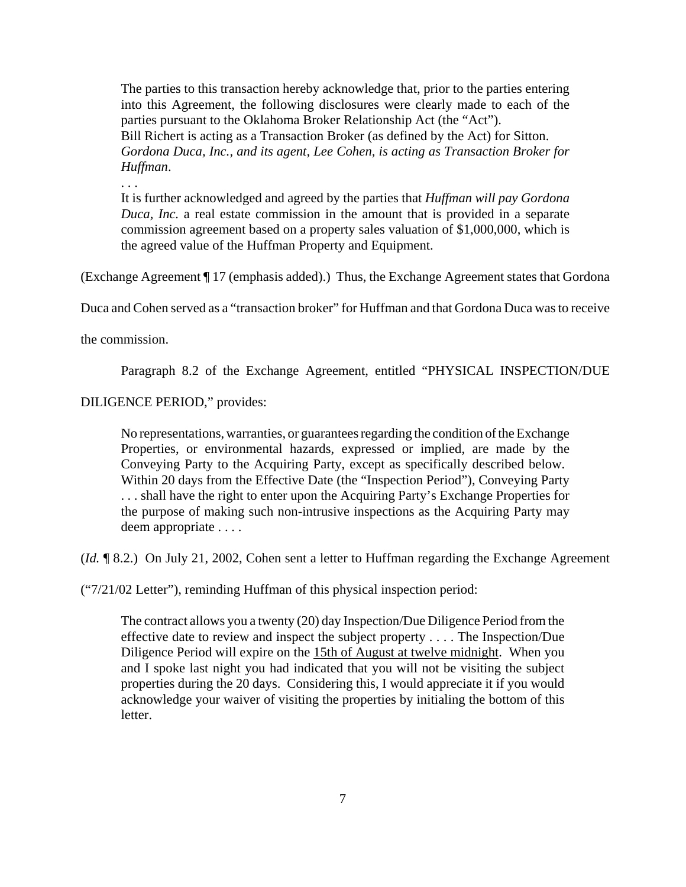> The parties to this transaction hereby acknowledge that, prior to the parties entering into this Agreement, the following disclosures were clearly made to each of the parties pursuant to the Oklahoma Broker Relationship Act (the "Act").
> Bill Richert is acting as a Transaction Broker (as defined by the Act) for Sitton.
> *Gordona Duca, Inc., and its agent, Lee Cohen, is acting as Transaction Broker for Huffman*.
> . . .
> It is further acknowledged and agreed by the parties that *Huffman will pay Gordona Duca, Inc.* a real estate commission in the amount that is provided in a separate commission agreement based on a property sales valuation of $1,000,000, which is the agreed value of the Huffman Property and Equipment.

(Exchange Agreement ¶ 17 (emphasis added).) Thus, the Exchange Agreement states that Gordona Duca and Cohen served as a "transaction broker" for Huffman and that Gordona Duca was to receive the commission.

Paragraph 8.2 of the Exchange Agreement, entitled "PHYSICAL INSPECTION/DUE DILIGENCE PERIOD," provides:

> No representations, warranties, or guarantees regarding the condition of the Exchange Properties, or environmental hazards, expressed or implied, are made by the Conveying Party to the Acquiring Party, except as specifically described below. Within 20 days from the Effective Date (the "Inspection Period"), Conveying Party . . . shall have the right to enter upon the Acquiring Party's Exchange Properties for the purpose of making such non-intrusive inspections as the Acquiring Party may deem appropriate . . . .

(*Id.* ¶ 8.2.) On July 21, 2002, Cohen sent a letter to Huffman regarding the Exchange Agreement ("7/21/02 Letter"), reminding Huffman of this physical inspection period:

> The contract allows you a twenty (20) day Inspection/Due Diligence Period from the effective date to review and inspect the subject property . . . . The Inspection/Due Diligence Period will expire on the 15th of August at twelve midnight. When you and I spoke last night you had indicated that you will not be visiting the subject properties during the 20 days. Considering this, I would appreciate it if you would acknowledge your waiver of visiting the properties by initialing the bottom of this letter.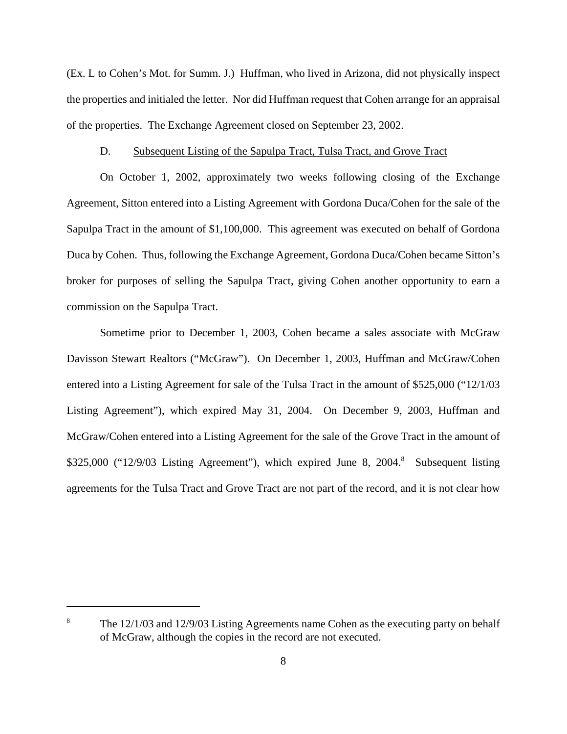(Ex. L to Cohen's Mot. for Summ. J.) Huffman, who lived in Arizona, did not physically inspect the properties and initialed the letter. Nor did Huffman request that Cohen arrange for an appraisal of the properties. The Exchange Agreement closed on September 23, 2002.

D. Subsequent Listing of the Sapulpa Tract, Tulsa Tract, and Grove Tract

On October 1, 2002, approximately two weeks following closing of the Exchange Agreement, Sitton entered into a Listing Agreement with Gordona Duca/Cohen for the sale of the Sapulpa Tract in the amount of $1,100,000. This agreement was executed on behalf of Gordona Duca by Cohen. Thus, following the Exchange Agreement, Gordona Duca/Cohen became Sitton's broker for purposes of selling the Sapulpa Tract, giving Cohen another opportunity to earn a commission on the Sapulpa Tract.

Sometime prior to December 1, 2003, Cohen became a sales associate with McGraw Davisson Stewart Realtors ("McGraw"). On December 1, 2003, Huffman and McGraw/Cohen entered into a Listing Agreement for sale of the Tulsa Tract in the amount of $525,000 ("12/1/03 Listing Agreement"), which expired May 31, 2004. On December 9, 2003, Huffman and McGraw/Cohen entered into a Listing Agreement for the sale of the Grove Tract in the amount of $325,000 ("12/9/03 Listing Agreement"), which expired June 8, 2004.[8] Subsequent listing agreements for the Tulsa Tract and Grove Tract are not part of the record, and it is not clear how

[8] The 12/1/03 and 12/9/03 Listing Agreements name Cohen as the executing party on behalf of McGraw, although the copies in the record are not executed.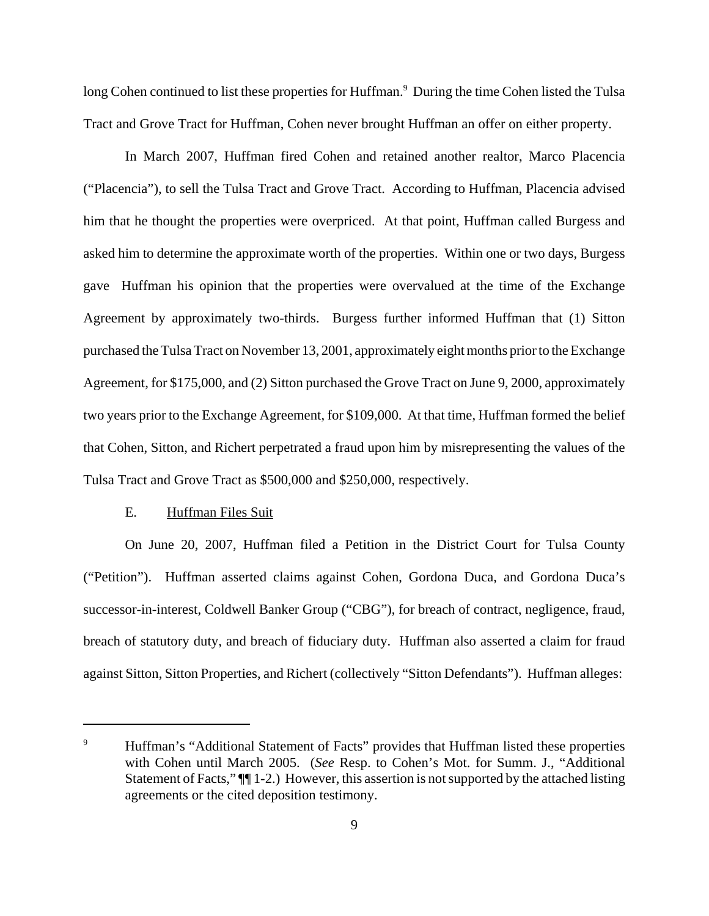long Cohen continued to list these properties for Huffman.[9] During the time Cohen listed the Tulsa Tract and Grove Tract for Huffman, Cohen never brought Huffman an offer on either property.

In March 2007, Huffman fired Cohen and retained another realtor, Marco Placencia ("Placencia"), to sell the Tulsa Tract and Grove Tract. According to Huffman, Placencia advised him that he thought the properties were overpriced. At that point, Huffman called Burgess and asked him to determine the approximate worth of the properties. Within one or two days, Burgess gave Huffman his opinion that the properties were overvalued at the time of the Exchange Agreement by approximately two-thirds. Burgess further informed Huffman that (1) Sitton purchased the Tulsa Tract on November 13, 2001, approximately eight months prior to the Exchange Agreement, for $175,000, and (2) Sitton purchased the Grove Tract on June 9, 2000, approximately two years prior to the Exchange Agreement, for $109,000. At that time, Huffman formed the belief that Cohen, Sitton, and Richert perpetrated a fraud upon him by misrepresenting the values of the Tulsa Tract and Grove Tract as $500,000 and $250,000, respectively.

E. <u>Huffman Files Suit</u>

On June 20, 2007, Huffman filed a Petition in the District Court for Tulsa County ("Petition"). Huffman asserted claims against Cohen, Gordona Duca, and Gordona Duca's successor-in-interest, Coldwell Banker Group ("CBG"), for breach of contract, negligence, fraud, breach of statutory duty, and breach of fiduciary duty. Huffman also asserted a claim for fraud against Sitton, Sitton Properties, and Richert (collectively "Sitton Defendants"). Huffman alleges:

---

[9] Huffman's "Additional Statement of Facts" provides that Huffman listed these properties with Cohen until March 2005. (*See* Resp. to Cohen's Mot. for Summ. J., "Additional Statement of Facts," ¶¶ 1-2.) However, this assertion is not supported by the attached listing agreements or the cited deposition testimony.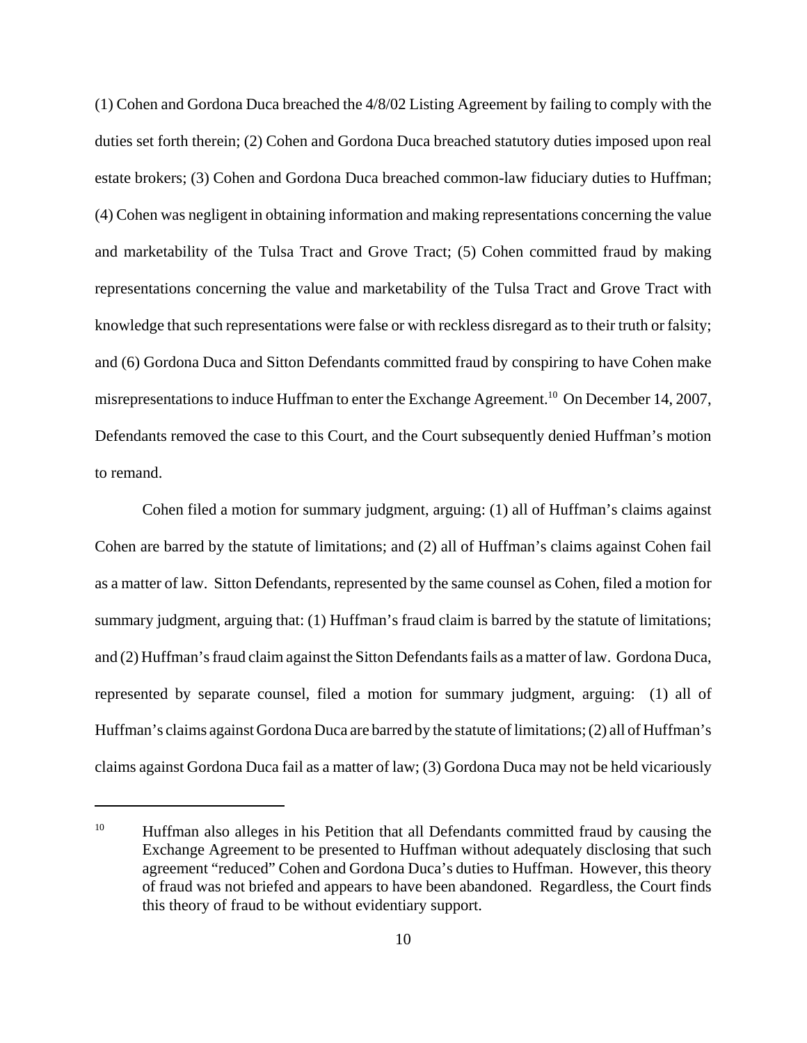(1) Cohen and Gordona Duca breached the 4/8/02 Listing Agreement by failing to comply with the duties set forth therein; (2) Cohen and Gordona Duca breached statutory duties imposed upon real estate brokers; (3) Cohen and Gordona Duca breached common-law fiduciary duties to Huffman; (4) Cohen was negligent in obtaining information and making representations concerning the value and marketability of the Tulsa Tract and Grove Tract; (5) Cohen committed fraud by making representations concerning the value and marketability of the Tulsa Tract and Grove Tract with knowledge that such representations were false or with reckless disregard as to their truth or falsity; and (6) Gordona Duca and Sitton Defendants committed fraud by conspiring to have Cohen make misrepresentations to induce Huffman to enter the Exchange Agreement.[10] On December 14, 2007, Defendants removed the case to this Court, and the Court subsequently denied Huffman's motion to remand.

Cohen filed a motion for summary judgment, arguing: (1) all of Huffman's claims against Cohen are barred by the statute of limitations; and (2) all of Huffman's claims against Cohen fail as a matter of law. Sitton Defendants, represented by the same counsel as Cohen, filed a motion for summary judgment, arguing that: (1) Huffman's fraud claim is barred by the statute of limitations; and (2) Huffman's fraud claim against the Sitton Defendants fails as a matter of law. Gordona Duca, represented by separate counsel, filed a motion for summary judgment, arguing: (1) all of Huffman's claims against Gordona Duca are barred by the statute of limitations; (2) all of Huffman's claims against Gordona Duca fail as a matter of law; (3) Gordona Duca may not be held vicariously

---

[10] Huffman also alleges in his Petition that all Defendants committed fraud by causing the Exchange Agreement to be presented to Huffman without adequately disclosing that such agreement "reduced" Cohen and Gordona Duca's duties to Huffman. However, this theory of fraud was not briefed and appears to have been abandoned. Regardless, the Court finds this theory of fraud to be without evidentiary support.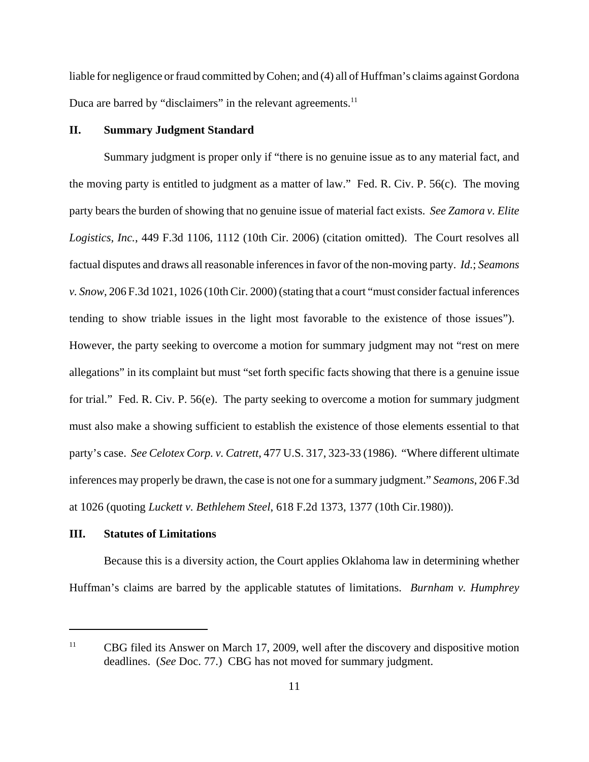liable for negligence or fraud committed by Cohen; and (4) all of Huffman's claims against Gordona Duca are barred by "disclaimers" in the relevant agreements.[11]

## II. Summary Judgment Standard

Summary judgment is proper only if "there is no genuine issue as to any material fact, and the moving party is entitled to judgment as a matter of law." Fed. R. Civ. P. 56(c). The moving party bears the burden of showing that no genuine issue of material fact exists. *See Zamora v. Elite Logistics, Inc.*, 449 F.3d 1106, 1112 (10th Cir. 2006) (citation omitted). The Court resolves all factual disputes and draws all reasonable inferences in favor of the non-moving party. *Id.*; *Seamons v. Snow*, 206 F.3d 1021, 1026 (10th Cir. 2000) (stating that a court "must consider factual inferences tending to show triable issues in the light most favorable to the existence of those issues"). However, the party seeking to overcome a motion for summary judgment may not "rest on mere allegations" in its complaint but must "set forth specific facts showing that there is a genuine issue for trial." Fed. R. Civ. P. 56(e). The party seeking to overcome a motion for summary judgment must also make a showing sufficient to establish the existence of those elements essential to that party's case. *See Celotex Corp. v. Catrett*, 477 U.S. 317, 323-33 (1986). "Where different ultimate inferences may properly be drawn, the case is not one for a summary judgment." *Seamons*, 206 F.3d at 1026 (quoting *Luckett v. Bethlehem Steel*, 618 F.2d 1373, 1377 (10th Cir.1980)).

## III. Statutes of Limitations

Because this is a diversity action, the Court applies Oklahoma law in determining whether Huffman's claims are barred by the applicable statutes of limitations. *Burnham v. Humphrey*

---

[11] CBG filed its Answer on March 17, 2009, well after the discovery and dispositive motion deadlines. (*See* Doc. 77.) CBG has not moved for summary judgment.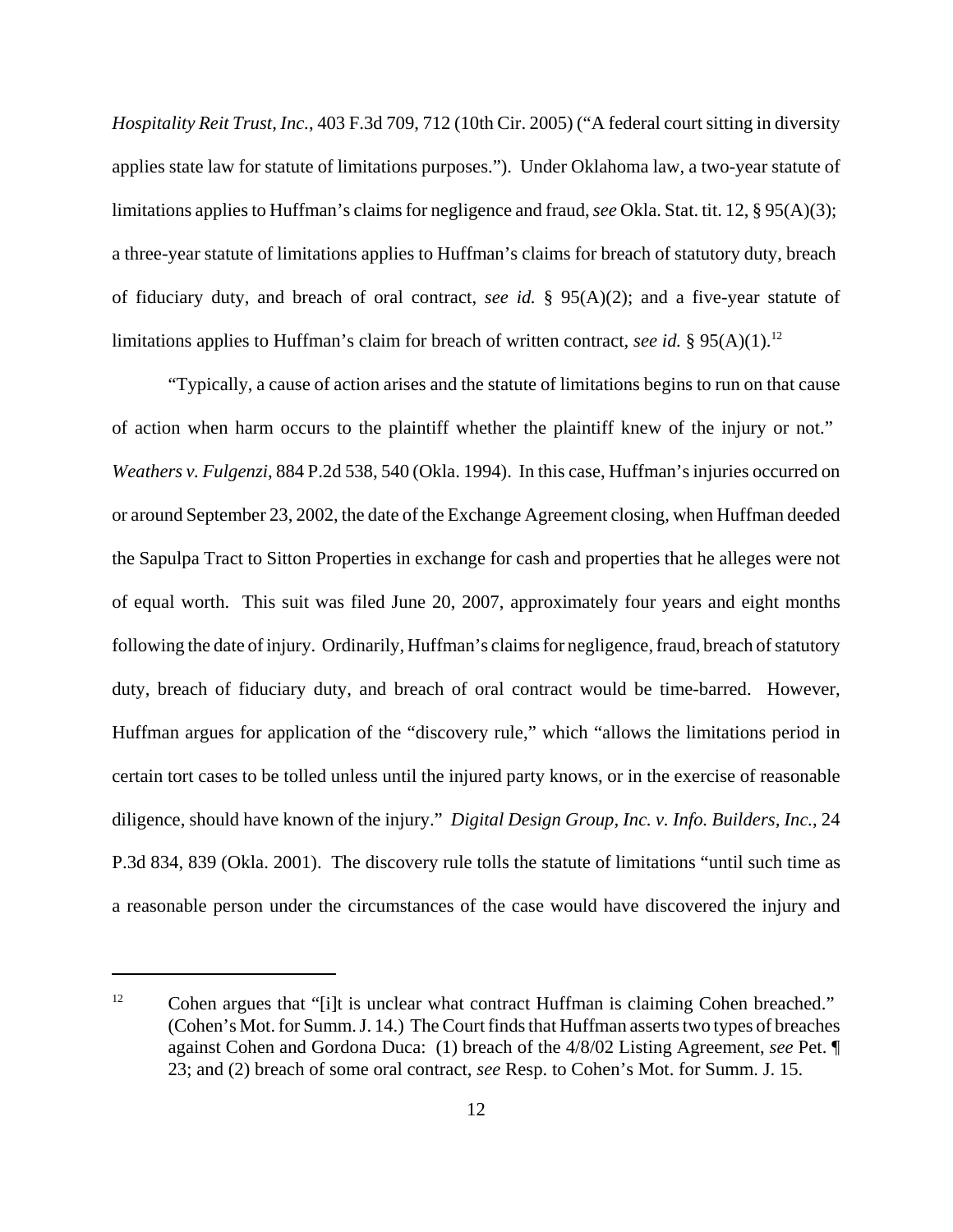*Hospitality Reit Trust, Inc.*, 403 F.3d 709, 712 (10th Cir. 2005) ("A federal court sitting in diversity applies state law for statute of limitations purposes."). Under Oklahoma law, a two-year statute of limitations applies to Huffman's claims for negligence and fraud, *see* Okla. Stat. tit. 12, § 95(A)(3); a three-year statute of limitations applies to Huffman's claims for breach of statutory duty, breach of fiduciary duty, and breach of oral contract, *see id.* § 95(A)(2); and a five-year statute of limitations applies to Huffman's claim for breach of written contract, *see id.* § 95(A)(1).[12]

"Typically, a cause of action arises and the statute of limitations begins to run on that cause of action when harm occurs to the plaintiff whether the plaintiff knew of the injury or not." *Weathers v. Fulgenzi*, 884 P.2d 538, 540 (Okla. 1994). In this case, Huffman's injuries occurred on or around September 23, 2002, the date of the Exchange Agreement closing, when Huffman deeded the Sapulpa Tract to Sitton Properties in exchange for cash and properties that he alleges were not of equal worth. This suit was filed June 20, 2007, approximately four years and eight months following the date of injury. Ordinarily, Huffman's claims for negligence, fraud, breach of statutory duty, breach of fiduciary duty, and breach of oral contract would be time-barred. However, Huffman argues for application of the "discovery rule," which "allows the limitations period in certain tort cases to be tolled unless until the injured party knows, or in the exercise of reasonable diligence, should have known of the injury." *Digital Design Group, Inc. v. Info. Builders, Inc.*, 24 P.3d 834, 839 (Okla. 2001). The discovery rule tolls the statute of limitations "until such time as a reasonable person under the circumstances of the case would have discovered the injury and

---

[12] Cohen argues that "[i]t is unclear what contract Huffman is claiming Cohen breached." (Cohen's Mot. for Summ. J. 14.) The Court finds that Huffman asserts two types of breaches against Cohen and Gordona Duca: (1) breach of the 4/8/02 Listing Agreement, *see* Pet. ¶ 23; and (2) breach of some oral contract, *see* Resp. to Cohen's Mot. for Summ. J. 15.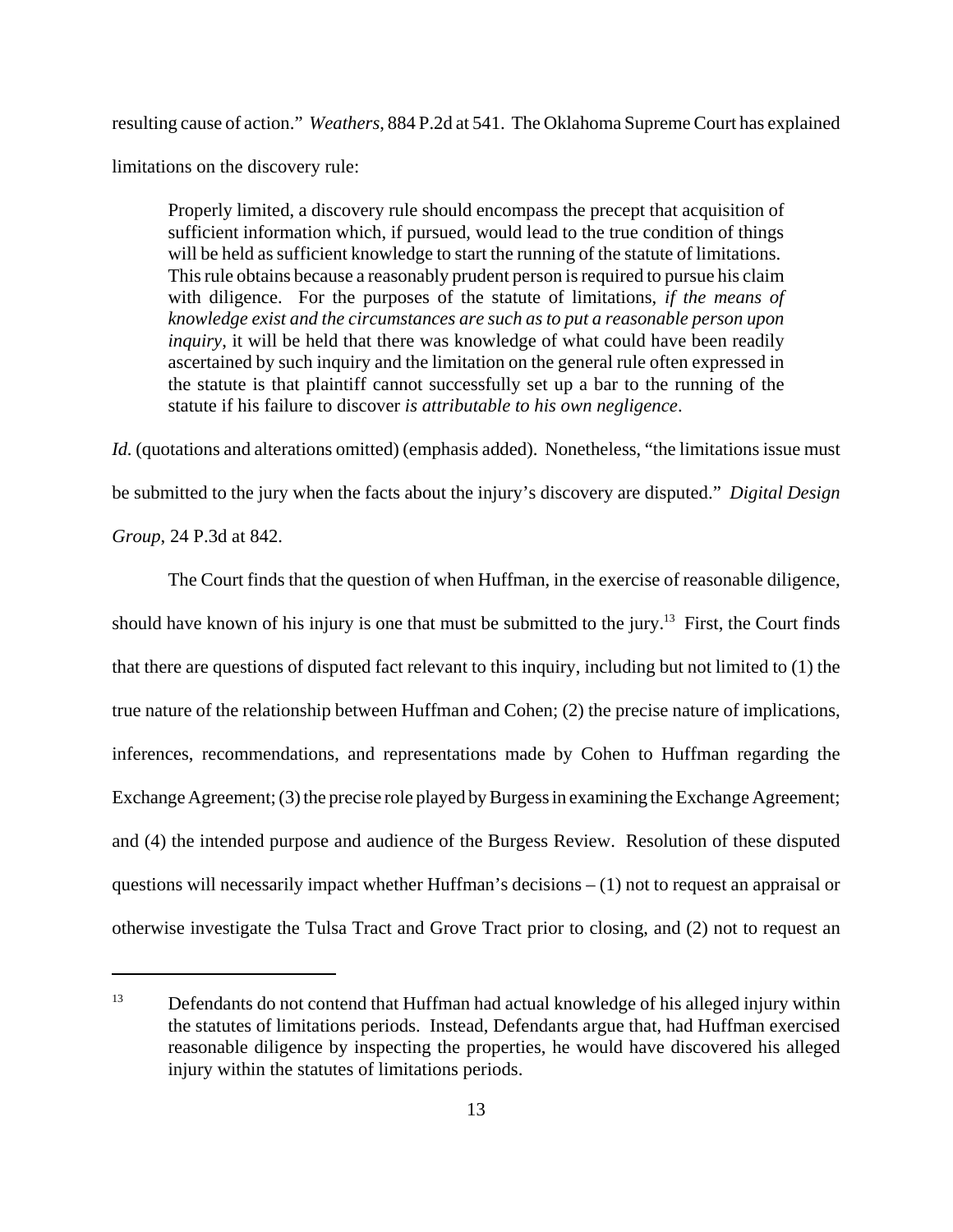resulting cause of action." *Weathers*, 884 P.2d at 541. The Oklahoma Supreme Court has explained limitations on the discovery rule:

> Properly limited, a discovery rule should encompass the precept that acquisition of sufficient information which, if pursued, would lead to the true condition of things will be held as sufficient knowledge to start the running of the statute of limitations. This rule obtains because a reasonably prudent person is required to pursue his claim with diligence. For the purposes of the statute of limitations, *if the means of knowledge exist and the circumstances are such as to put a reasonable person upon inquiry*, it will be held that there was knowledge of what could have been readily ascertained by such inquiry and the limitation on the general rule often expressed in the statute is that plaintiff cannot successfully set up a bar to the running of the statute if his failure to discover *is attributable to his own negligence*.

*Id.* (quotations and alterations omitted) (emphasis added). Nonetheless, "the limitations issue must be submitted to the jury when the facts about the injury's discovery are disputed." *Digital Design Group*, 24 P.3d at 842.

The Court finds that the question of when Huffman, in the exercise of reasonable diligence, should have known of his injury is one that must be submitted to the jury.[13] First, the Court finds that there are questions of disputed fact relevant to this inquiry, including but not limited to (1) the true nature of the relationship between Huffman and Cohen; (2) the precise nature of implications, inferences, recommendations, and representations made by Cohen to Huffman regarding the Exchange Agreement; (3) the precise role played by Burgess in examining the Exchange Agreement; and (4) the intended purpose and audience of the Burgess Review. Resolution of these disputed questions will necessarily impact whether Huffman's decisions – (1) not to request an appraisal or otherwise investigate the Tulsa Tract and Grove Tract prior to closing, and (2) not to request an

---

[13] Defendants do not contend that Huffman had actual knowledge of his alleged injury within the statutes of limitations periods. Instead, Defendants argue that, had Huffman exercised reasonable diligence by inspecting the properties, he would have discovered his alleged injury within the statutes of limitations periods.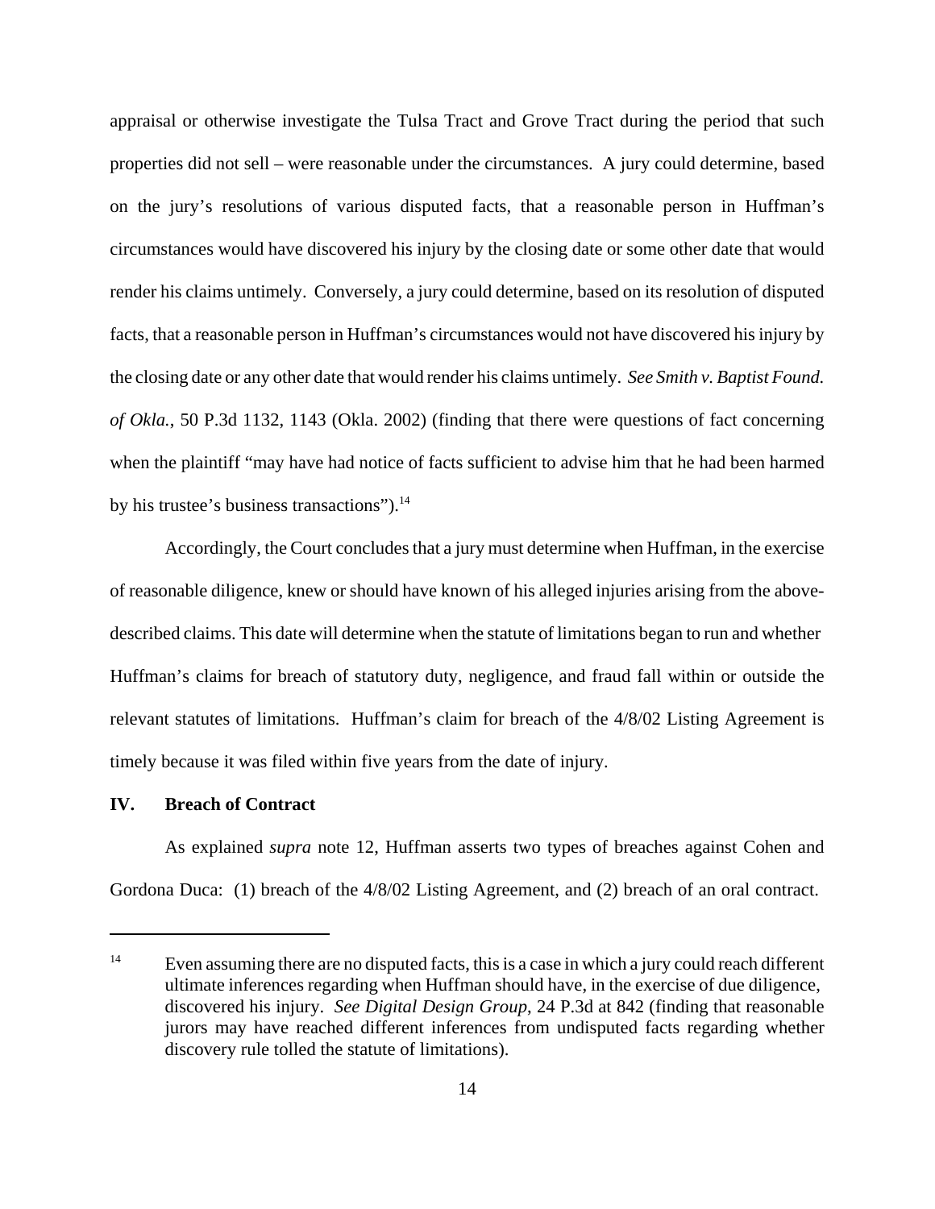appraisal or otherwise investigate the Tulsa Tract and Grove Tract during the period that such properties did not sell – were reasonable under the circumstances. A jury could determine, based on the jury's resolutions of various disputed facts, that a reasonable person in Huffman's circumstances would have discovered his injury by the closing date or some other date that would render his claims untimely. Conversely, a jury could determine, based on its resolution of disputed facts, that a reasonable person in Huffman's circumstances would not have discovered his injury by the closing date or any other date that would render his claims untimely. *See Smith v. Baptist Found. of Okla.*, 50 P.3d 1132, 1143 (Okla. 2002) (finding that there were questions of fact concerning when the plaintiff "may have had notice of facts sufficient to advise him that he had been harmed by his trustee's business transactions").[14]

Accordingly, the Court concludes that a jury must determine when Huffman, in the exercise of reasonable diligence, knew or should have known of his alleged injuries arising from the above-described claims. This date will determine when the statute of limitations began to run and whether Huffman's claims for breach of statutory duty, negligence, and fraud fall within or outside the relevant statutes of limitations. Huffman's claim for breach of the 4/8/02 Listing Agreement is timely because it was filed within five years from the date of injury.

## IV. Breach of Contract

As explained *supra* note 12, Huffman asserts two types of breaches against Cohen and Gordona Duca: (1) breach of the 4/8/02 Listing Agreement, and (2) breach of an oral contract.

---

[14] Even assuming there are no disputed facts, this is a case in which a jury could reach different ultimate inferences regarding when Huffman should have, in the exercise of due diligence, discovered his injury. *See Digital Design Group*, 24 P.3d at 842 (finding that reasonable jurors may have reached different inferences from undisputed facts regarding whether discovery rule tolled the statute of limitations).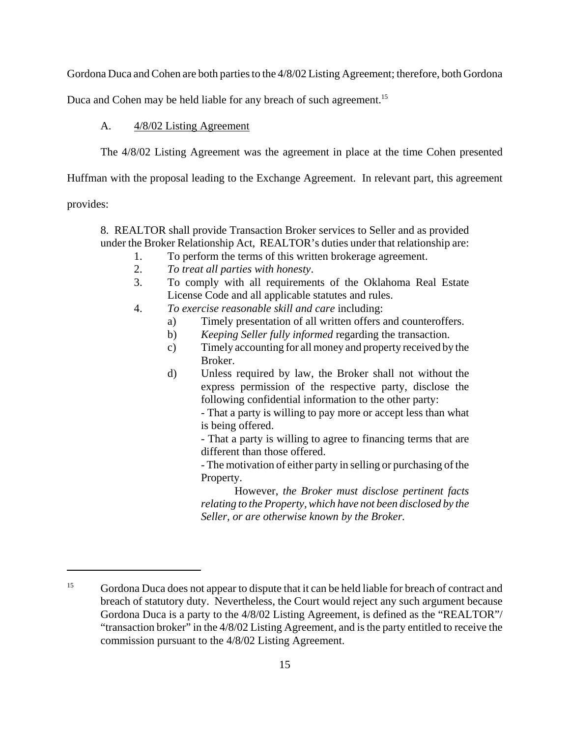Gordona Duca and Cohen are both parties to the 4/8/02 Listing Agreement; therefore, both Gordona Duca and Cohen may be held liable for any breach of such agreement.[15]

A. 4/8/02 Listing Agreement

The 4/8/02 Listing Agreement was the agreement in place at the time Cohen presented Huffman with the proposal leading to the Exchange Agreement. In relevant part, this agreement provides:

> 8. REALTOR shall provide Transaction Broker services to Seller and as provided under the Broker Relationship Act, REALTOR's duties under that relationship are:
>
> 1. To perform the terms of this written brokerage agreement.
> 2. *To treat all parties with honesty*.
> 3. To comply with all requirements of the Oklahoma Real Estate License Code and all applicable statutes and rules.
> 4. *To exercise reasonable skill and care* including:
>     a) Timely presentation of all written offers and counteroffers.
>     b) *Keeping Seller fully informed* regarding the transaction.
>     c) Timely accounting for all money and property received by the Broker.
>     d) Unless required by law, the Broker shall not without the express permission of the respective party, disclose the following confidential information to the other party:
>        - That a party is willing to pay more or accept less than what is being offered.
>        - That a party is willing to agree to financing terms that are different than those offered.
>        - The motivation of either party in selling or purchasing of the Property.
>
>        However, *the Broker must disclose pertinent facts relating to the Property, which have not been disclosed by the Seller, or are otherwise known by the Broker.*

---

[15] Gordona Duca does not appear to dispute that it can be held liable for breach of contract and breach of statutory duty. Nevertheless, the Court would reject any such argument because Gordona Duca is a party to the 4/8/02 Listing Agreement, is defined as the "REALTOR"/ "transaction broker" in the 4/8/02 Listing Agreement, and is the party entitled to receive the commission pursuant to the 4/8/02 Listing Agreement.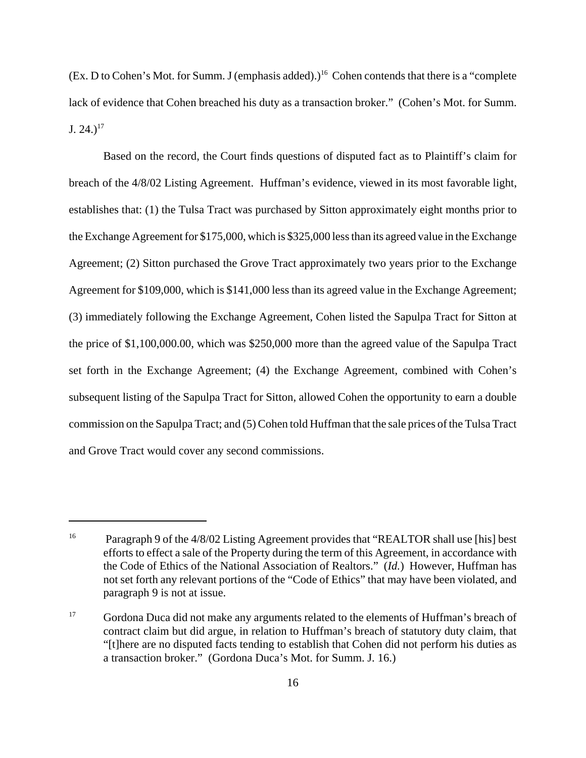(Ex. D to Cohen's Mot. for Summ. J (emphasis added).)[16] Cohen contends that there is a "complete lack of evidence that Cohen breached his duty as a transaction broker." (Cohen's Mot. for Summ. J. 24.)[17]

Based on the record, the Court finds questions of disputed fact as to Plaintiff's claim for breach of the 4/8/02 Listing Agreement. Huffman's evidence, viewed in its most favorable light, establishes that: (1) the Tulsa Tract was purchased by Sitton approximately eight months prior to the Exchange Agreement for $175,000, which is $325,000 less than its agreed value in the Exchange Agreement; (2) Sitton purchased the Grove Tract approximately two years prior to the Exchange Agreement for $109,000, which is $141,000 less than its agreed value in the Exchange Agreement; (3) immediately following the Exchange Agreement, Cohen listed the Sapulpa Tract for Sitton at the price of $1,100,000.00, which was $250,000 more than the agreed value of the Sapulpa Tract set forth in the Exchange Agreement; (4) the Exchange Agreement, combined with Cohen's subsequent listing of the Sapulpa Tract for Sitton, allowed Cohen the opportunity to earn a double commission on the Sapulpa Tract; and (5) Cohen told Huffman that the sale prices of the Tulsa Tract and Grove Tract would cover any second commissions.

---

[16] Paragraph 9 of the 4/8/02 Listing Agreement provides that "REALTOR shall use [his] best efforts to effect a sale of the Property during the term of this Agreement, in accordance with the Code of Ethics of the National Association of Realtors." (*Id.*) However, Huffman has not set forth any relevant portions of the "Code of Ethics" that may have been violated, and paragraph 9 is not at issue.

[17] Gordona Duca did not make any arguments related to the elements of Huffman's breach of contract claim but did argue, in relation to Huffman's breach of statutory duty claim, that "[t]here are no disputed facts tending to establish that Cohen did not perform his duties as a transaction broker." (Gordona Duca's Mot. for Summ. J. 16.)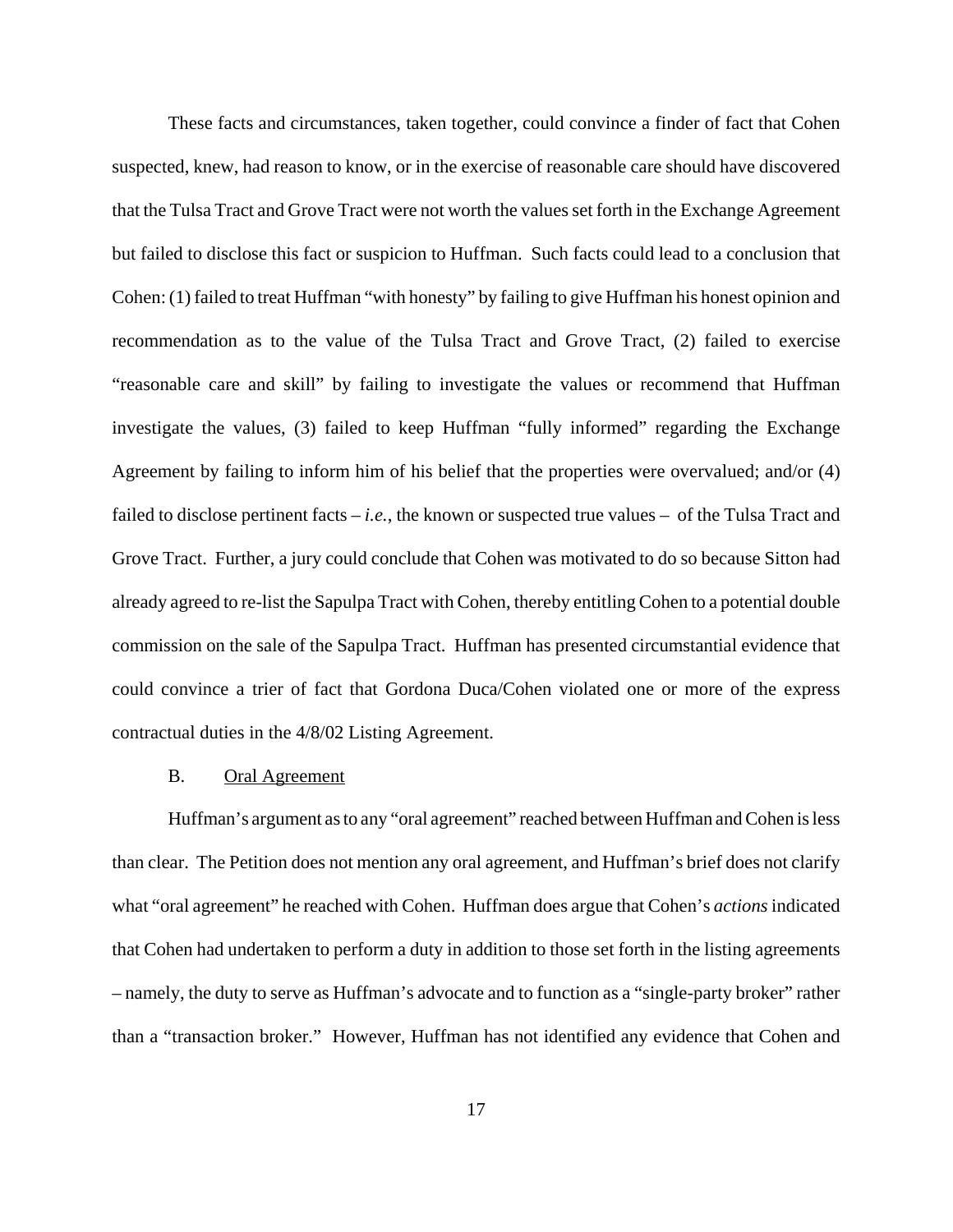These facts and circumstances, taken together, could convince a finder of fact that Cohen suspected, knew, had reason to know, or in the exercise of reasonable care should have discovered that the Tulsa Tract and Grove Tract were not worth the values set forth in the Exchange Agreement but failed to disclose this fact or suspicion to Huffman. Such facts could lead to a conclusion that Cohen: (1) failed to treat Huffman "with honesty" by failing to give Huffman his honest opinion and recommendation as to the value of the Tulsa Tract and Grove Tract, (2) failed to exercise "reasonable care and skill" by failing to investigate the values or recommend that Huffman investigate the values, (3) failed to keep Huffman "fully informed" regarding the Exchange Agreement by failing to inform him of his belief that the properties were overvalued; and/or (4) failed to disclose pertinent facts – *i.e.*, the known or suspected true values – of the Tulsa Tract and Grove Tract. Further, a jury could conclude that Cohen was motivated to do so because Sitton had already agreed to re-list the Sapulpa Tract with Cohen, thereby entitling Cohen to a potential double commission on the sale of the Sapulpa Tract. Huffman has presented circumstantial evidence that could convince a trier of fact that Gordona Duca/Cohen violated one or more of the express contractual duties in the 4/8/02 Listing Agreement.

B. Oral Agreement

Huffman's argument as to any "oral agreement" reached between Huffman and Cohen is less than clear. The Petition does not mention any oral agreement, and Huffman's brief does not clarify what "oral agreement" he reached with Cohen. Huffman does argue that Cohen's *actions* indicated that Cohen had undertaken to perform a duty in addition to those set forth in the listing agreements – namely, the duty to serve as Huffman's advocate and to function as a "single-party broker" rather than a "transaction broker." However, Huffman has not identified any evidence that Cohen and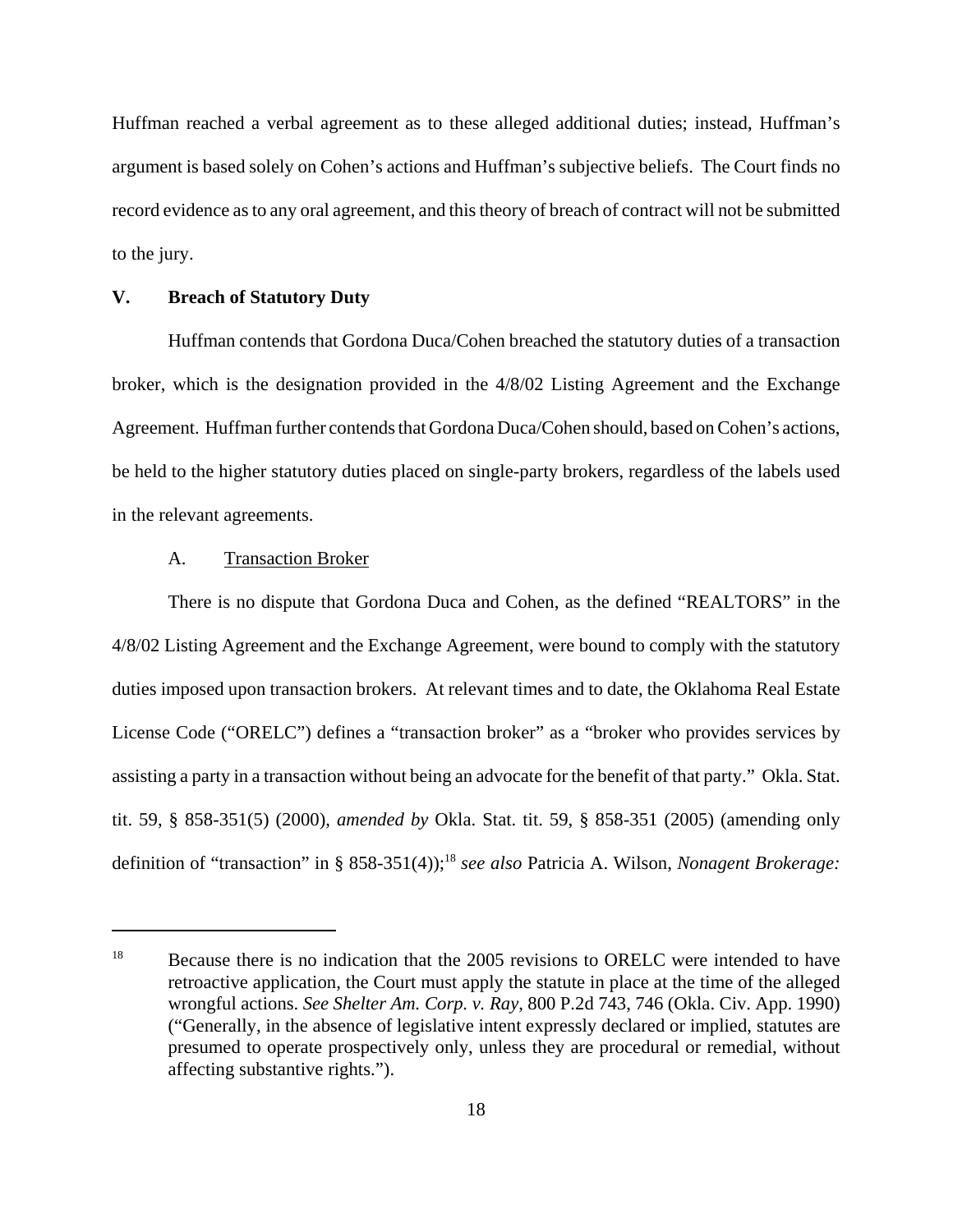Huffman reached a verbal agreement as to these alleged additional duties; instead, Huffman's argument is based solely on Cohen's actions and Huffman's subjective beliefs. The Court finds no record evidence as to any oral agreement, and this theory of breach of contract will not be submitted to the jury.

## V. Breach of Statutory Duty

Huffman contends that Gordona Duca/Cohen breached the statutory duties of a transaction broker, which is the designation provided in the 4/8/02 Listing Agreement and the Exchange Agreement. Huffman further contends that Gordona Duca/Cohen should, based on Cohen's actions, be held to the higher statutory duties placed on single-party brokers, regardless of the labels used in the relevant agreements.

### A. Transaction Broker

There is no dispute that Gordona Duca and Cohen, as the defined "REALTORS" in the 4/8/02 Listing Agreement and the Exchange Agreement, were bound to comply with the statutory duties imposed upon transaction brokers. At relevant times and to date, the Oklahoma Real Estate License Code ("ORELC") defines a "transaction broker" as a "broker who provides services by assisting a party in a transaction without being an advocate for the benefit of that party." Okla. Stat. tit. 59, § 858-351(5) (2000), *amended by* Okla. Stat. tit. 59, § 858-351 (2005) (amending only definition of "transaction" in § 858-351(4));[18] *see also* Patricia A. Wilson, *Nonagent Brokerage:*

---

[18] Because there is no indication that the 2005 revisions to ORELC were intended to have retroactive application, the Court must apply the statute in place at the time of the alleged wrongful actions. *See Shelter Am. Corp. v. Ray*, 800 P.2d 743, 746 (Okla. Civ. App. 1990) ("Generally, in the absence of legislative intent expressly declared or implied, statutes are presumed to operate prospectively only, unless they are procedural or remedial, without affecting substantive rights.").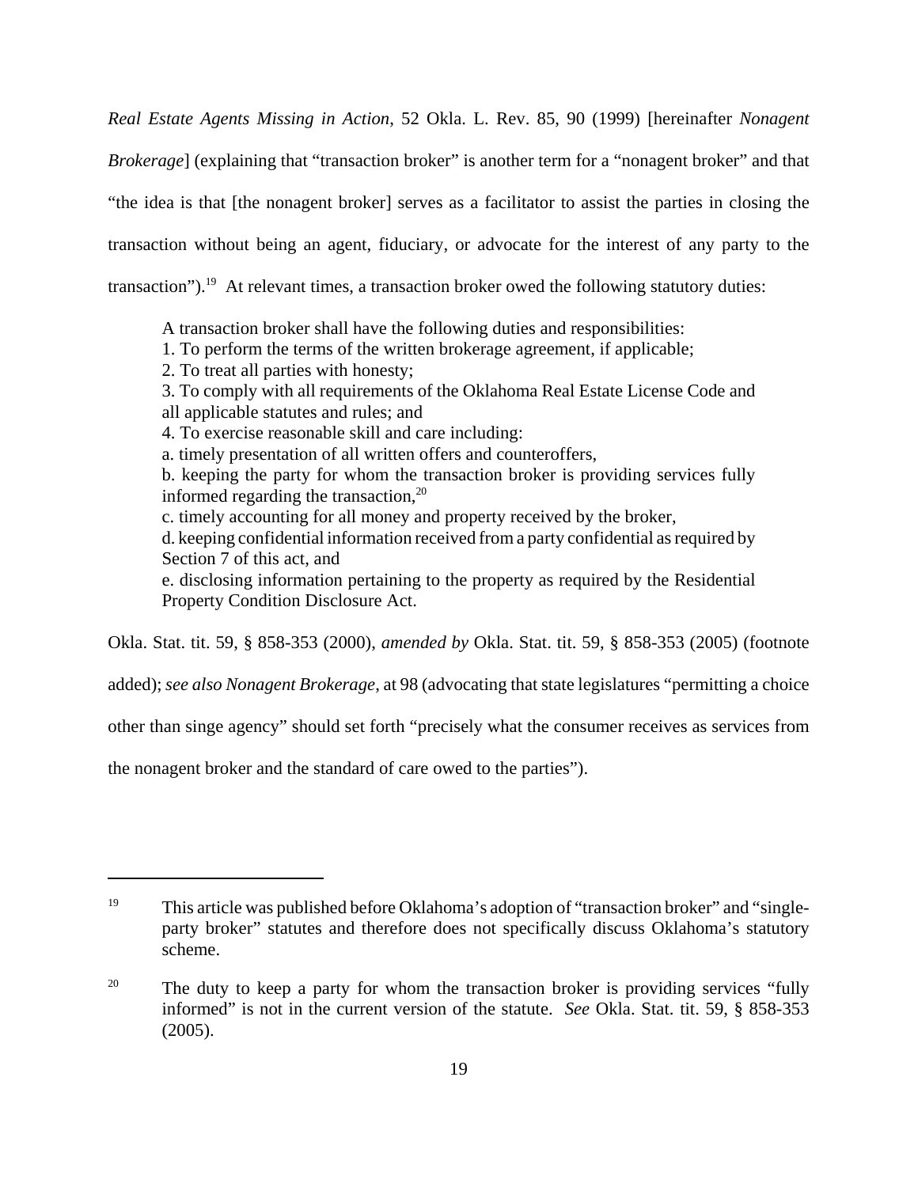*Real Estate Agents Missing in Action*, 52 Okla. L. Rev. 85, 90 (1999) [hereinafter *Nonagent Brokerage*] (explaining that "transaction broker" is another term for a "nonagent broker" and that "the idea is that [the nonagent broker] serves as a facilitator to assist the parties in closing the transaction without being an agent, fiduciary, or advocate for the interest of any party to the transaction").[19] At relevant times, a transaction broker owed the following statutory duties:

> A transaction broker shall have the following duties and responsibilities:
> 1. To perform the terms of the written brokerage agreement, if applicable;
> 2. To treat all parties with honesty;
> 3. To comply with all requirements of the Oklahoma Real Estate License Code and all applicable statutes and rules; and
> 4. To exercise reasonable skill and care including:
> a. timely presentation of all written offers and counteroffers,
> b. keeping the party for whom the transaction broker is providing services fully informed regarding the transaction,[20]
> c. timely accounting for all money and property received by the broker,
> d. keeping confidential information received from a party confidential as required by Section 7 of this act, and
> e. disclosing information pertaining to the property as required by the Residential Property Condition Disclosure Act.

Okla. Stat. tit. 59, § 858-353 (2000), *amended by* Okla. Stat. tit. 59, § 858-353 (2005) (footnote added); *see also Nonagent Brokerage*, at 98 (advocating that state legislatures "permitting a choice other than singe agency" should set forth "precisely what the consumer receives as services from the nonagent broker and the standard of care owed to the parties").

---

[19] This article was published before Oklahoma's adoption of "transaction broker" and "single-party broker" statutes and therefore does not specifically discuss Oklahoma's statutory scheme.

[20] The duty to keep a party for whom the transaction broker is providing services "fully informed" is not in the current version of the statute. *See* Okla. Stat. tit. 59, § 858-353 (2005).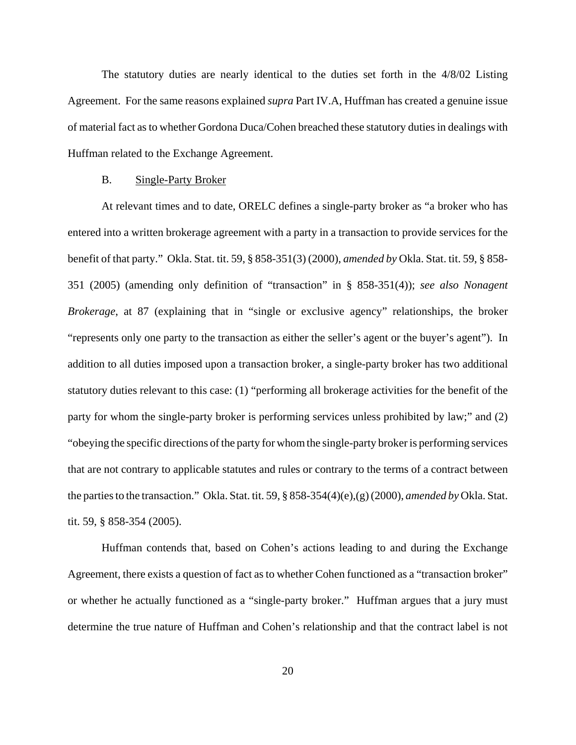The statutory duties are nearly identical to the duties set forth in the 4/8/02 Listing Agreement. For the same reasons explained *supra* Part IV.A, Huffman has created a genuine issue of material fact as to whether Gordona Duca/Cohen breached these statutory duties in dealings with Huffman related to the Exchange Agreement.

### B. Single-Party Broker

At relevant times and to date, ORELC defines a single-party broker as "a broker who has entered into a written brokerage agreement with a party in a transaction to provide services for the benefit of that party." Okla. Stat. tit. 59, § 858-351(3) (2000), *amended by* Okla. Stat. tit. 59, § 858-351 (2005) (amending only definition of "transaction" in § 858-351(4)); *see also Nonagent Brokerage*, at 87 (explaining that in "single or exclusive agency" relationships, the broker "represents only one party to the transaction as either the seller's agent or the buyer's agent"). In addition to all duties imposed upon a transaction broker, a single-party broker has two additional statutory duties relevant to this case: (1) "performing all brokerage activities for the benefit of the party for whom the single-party broker is performing services unless prohibited by law;" and (2) "obeying the specific directions of the party for whom the single-party broker is performing services that are not contrary to applicable statutes and rules or contrary to the terms of a contract between the parties to the transaction." Okla. Stat. tit. 59, § 858-354(4)(e),(g) (2000), *amended by* Okla. Stat. tit. 59, § 858-354 (2005).

Huffman contends that, based on Cohen's actions leading to and during the Exchange Agreement, there exists a question of fact as to whether Cohen functioned as a "transaction broker" or whether he actually functioned as a "single-party broker." Huffman argues that a jury must determine the true nature of Huffman and Cohen's relationship and that the contract label is not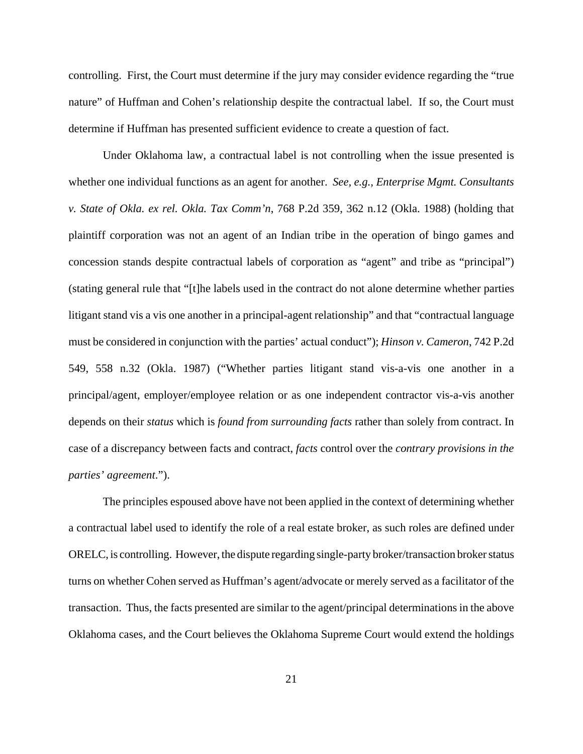controlling. First, the Court must determine if the jury may consider evidence regarding the "true nature" of Huffman and Cohen's relationship despite the contractual label. If so, the Court must determine if Huffman has presented sufficient evidence to create a question of fact.

Under Oklahoma law, a contractual label is not controlling when the issue presented is whether one individual functions as an agent for another. *See, e.g., Enterprise Mgmt. Consultants v. State of Okla. ex rel. Okla. Tax Comm'n*, 768 P.2d 359, 362 n.12 (Okla. 1988) (holding that plaintiff corporation was not an agent of an Indian tribe in the operation of bingo games and concession stands despite contractual labels of corporation as "agent" and tribe as "principal") (stating general rule that "[t]he labels used in the contract do not alone determine whether parties litigant stand vis a vis one another in a principal-agent relationship" and that "contractual language must be considered in conjunction with the parties' actual conduct"); *Hinson v. Cameron*, 742 P.2d 549, 558 n.32 (Okla. 1987) ("Whether parties litigant stand vis-a-vis one another in a principal/agent, employer/employee relation or as one independent contractor vis-a-vis another depends on their *status* which is *found from surrounding facts* rather than solely from contract. In case of a discrepancy between facts and contract, *facts* control over the *contrary provisions in the parties' agreement*.").

The principles espoused above have not been applied in the context of determining whether a contractual label used to identify the role of a real estate broker, as such roles are defined under ORELC, is controlling. However, the dispute regarding single-party broker/transaction broker status turns on whether Cohen served as Huffman's agent/advocate or merely served as a facilitator of the transaction. Thus, the facts presented are similar to the agent/principal determinations in the above Oklahoma cases, and the Court believes the Oklahoma Supreme Court would extend the holdings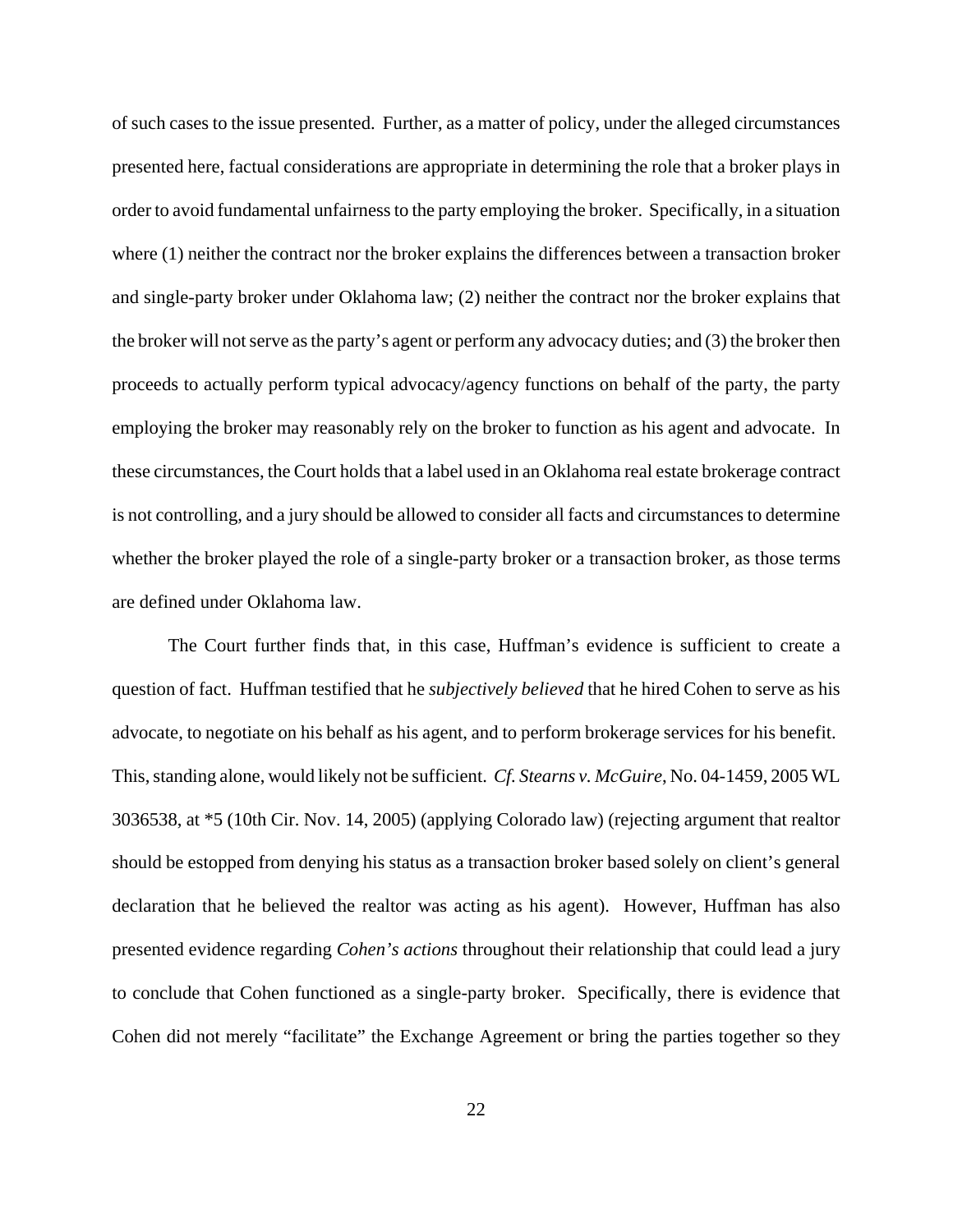of such cases to the issue presented. Further, as a matter of policy, under the alleged circumstances presented here, factual considerations are appropriate in determining the role that a broker plays in order to avoid fundamental unfairness to the party employing the broker. Specifically, in a situation where (1) neither the contract nor the broker explains the differences between a transaction broker and single-party broker under Oklahoma law; (2) neither the contract nor the broker explains that the broker will not serve as the party's agent or perform any advocacy duties; and (3) the broker then proceeds to actually perform typical advocacy/agency functions on behalf of the party, the party employing the broker may reasonably rely on the broker to function as his agent and advocate. In these circumstances, the Court holds that a label used in an Oklahoma real estate brokerage contract is not controlling, and a jury should be allowed to consider all facts and circumstances to determine whether the broker played the role of a single-party broker or a transaction broker, as those terms are defined under Oklahoma law.

The Court further finds that, in this case, Huffman's evidence is sufficient to create a question of fact. Huffman testified that he *subjectively believed* that he hired Cohen to serve as his advocate, to negotiate on his behalf as his agent, and to perform brokerage services for his benefit. This, standing alone, would likely not be sufficient. *Cf. Stearns v. McGuire*, No. 04-1459, 2005 WL 3036538, at *5 (10th Cir. Nov. 14, 2005) (applying Colorado law) (rejecting argument that realtor should be estopped from denying his status as a transaction broker based solely on client's general declaration that he believed the realtor was acting as his agent). However, Huffman has also presented evidence regarding *Cohen's actions* throughout their relationship that could lead a jury to conclude that Cohen functioned as a single-party broker. Specifically, there is evidence that Cohen did not merely "facilitate" the Exchange Agreement or bring the parties together so they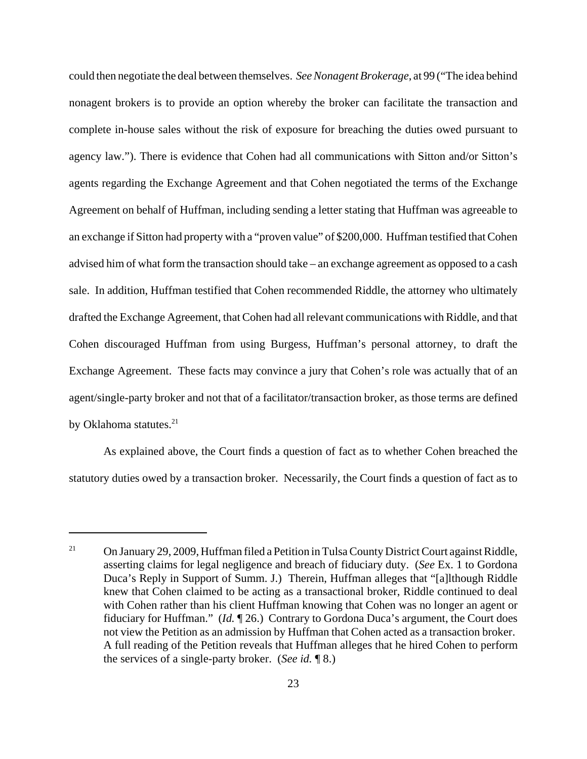could then negotiate the deal between themselves. *See Nonagent Brokerage*, at 99 ("The idea behind nonagent brokers is to provide an option whereby the broker can facilitate the transaction and complete in-house sales without the risk of exposure for breaching the duties owed pursuant to agency law."). There is evidence that Cohen had all communications with Sitton and/or Sitton's agents regarding the Exchange Agreement and that Cohen negotiated the terms of the Exchange Agreement on behalf of Huffman, including sending a letter stating that Huffman was agreeable to an exchange if Sitton had property with a "proven value" of $200,000. Huffman testified that Cohen advised him of what form the transaction should take – an exchange agreement as opposed to a cash sale. In addition, Huffman testified that Cohen recommended Riddle, the attorney who ultimately drafted the Exchange Agreement, that Cohen had all relevant communications with Riddle, and that Cohen discouraged Huffman from using Burgess, Huffman's personal attorney, to draft the Exchange Agreement. These facts may convince a jury that Cohen's role was actually that of an agent/single-party broker and not that of a facilitator/transaction broker, as those terms are defined by Oklahoma statutes.[21]

As explained above, the Court finds a question of fact as to whether Cohen breached the statutory duties owed by a transaction broker. Necessarily, the Court finds a question of fact as to

---

[21] On January 29, 2009, Huffman filed a Petition in Tulsa County District Court against Riddle, asserting claims for legal negligence and breach of fiduciary duty. (*See* Ex. 1 to Gordona Duca's Reply in Support of Summ. J.) Therein, Huffman alleges that "[a]lthough Riddle knew that Cohen claimed to be acting as a transactional broker, Riddle continued to deal with Cohen rather than his client Huffman knowing that Cohen was no longer an agent or fiduciary for Huffman." (*Id.* ¶ 26.) Contrary to Gordona Duca's argument, the Court does not view the Petition as an admission by Huffman that Cohen acted as a transaction broker. A full reading of the Petition reveals that Huffman alleges that he hired Cohen to perform the services of a single-party broker. (*See id.* ¶ 8.)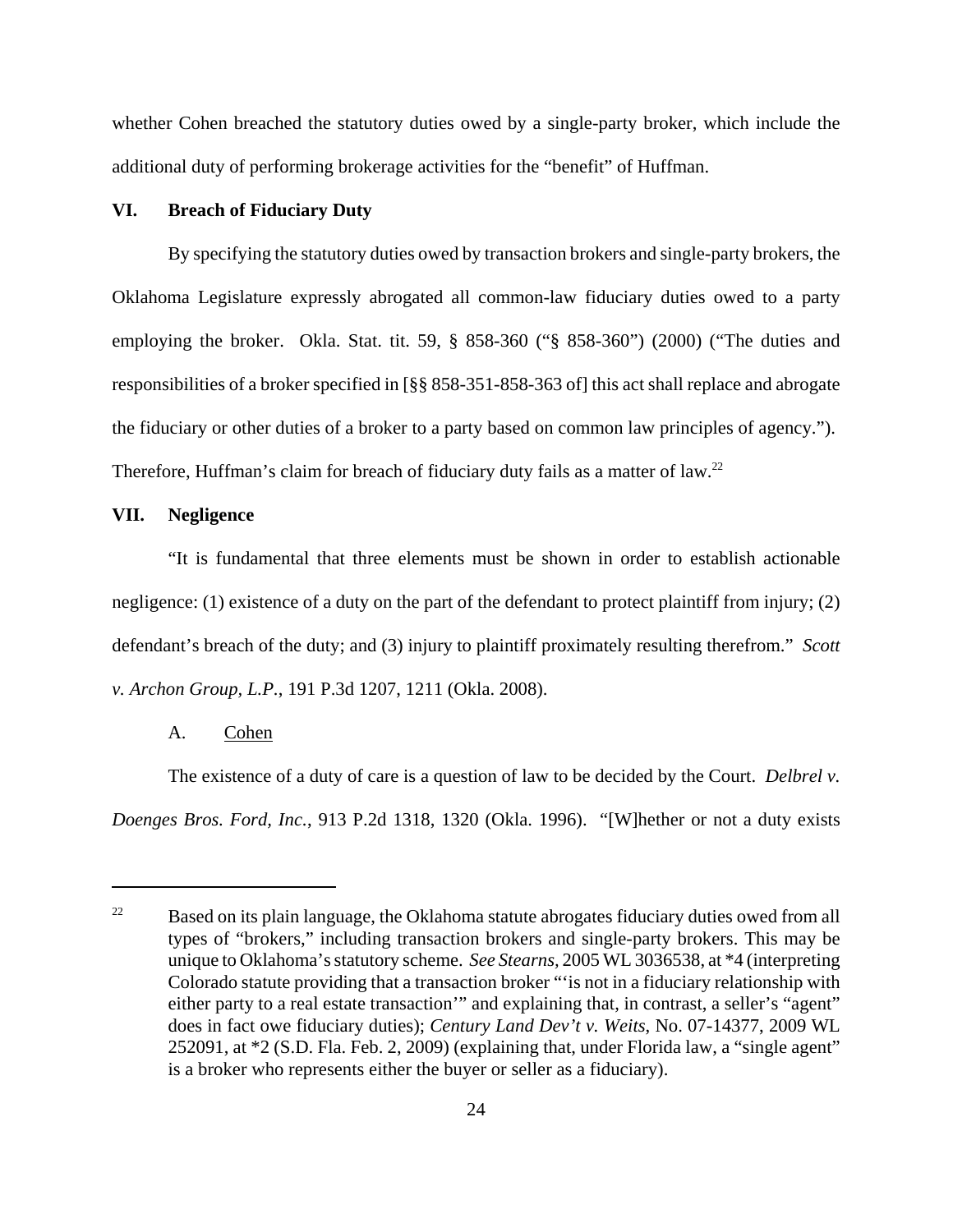whether Cohen breached the statutory duties owed by a single-party broker, which include the additional duty of performing brokerage activities for the "benefit" of Huffman.

## VI. Breach of Fiduciary Duty

By specifying the statutory duties owed by transaction brokers and single-party brokers, the Oklahoma Legislature expressly abrogated all common-law fiduciary duties owed to a party employing the broker. Okla. Stat. tit. 59, § 858-360 ("§ 858-360") (2000) ("The duties and responsibilities of a broker specified in [§§ 858-351-858-363 of] this act shall replace and abrogate the fiduciary or other duties of a broker to a party based on common law principles of agency."). Therefore, Huffman's claim for breach of fiduciary duty fails as a matter of law.[22]

## VII. Negligence

"It is fundamental that three elements must be shown in order to establish actionable negligence: (1) existence of a duty on the part of the defendant to protect plaintiff from injury; (2) defendant's breach of the duty; and (3) injury to plaintiff proximately resulting therefrom." *Scott v. Archon Group, L.P.*, 191 P.3d 1207, 1211 (Okla. 2008).

### A. Cohen

The existence of a duty of care is a question of law to be decided by the Court. *Delbrel v. Doenges Bros. Ford, Inc.*, 913 P.2d 1318, 1320 (Okla. 1996). "[W]hether or not a duty exists

---

[22] Based on its plain language, the Oklahoma statute abrogates fiduciary duties owed from all types of "brokers," including transaction brokers and single-party brokers. This may be unique to Oklahoma's statutory scheme. *See Stearns*, 2005 WL 3036538, at *4 (interpreting Colorado statute providing that a transaction broker "'is not in a fiduciary relationship with either party to a real estate transaction'" and explaining that, in contrast, a seller's "agent" does in fact owe fiduciary duties); *Century Land Dev't v. Weits*, No. 07-14377, 2009 WL 252091, at *2 (S.D. Fla. Feb. 2, 2009) (explaining that, under Florida law, a "single agent" is a broker who represents either the buyer or seller as a fiduciary).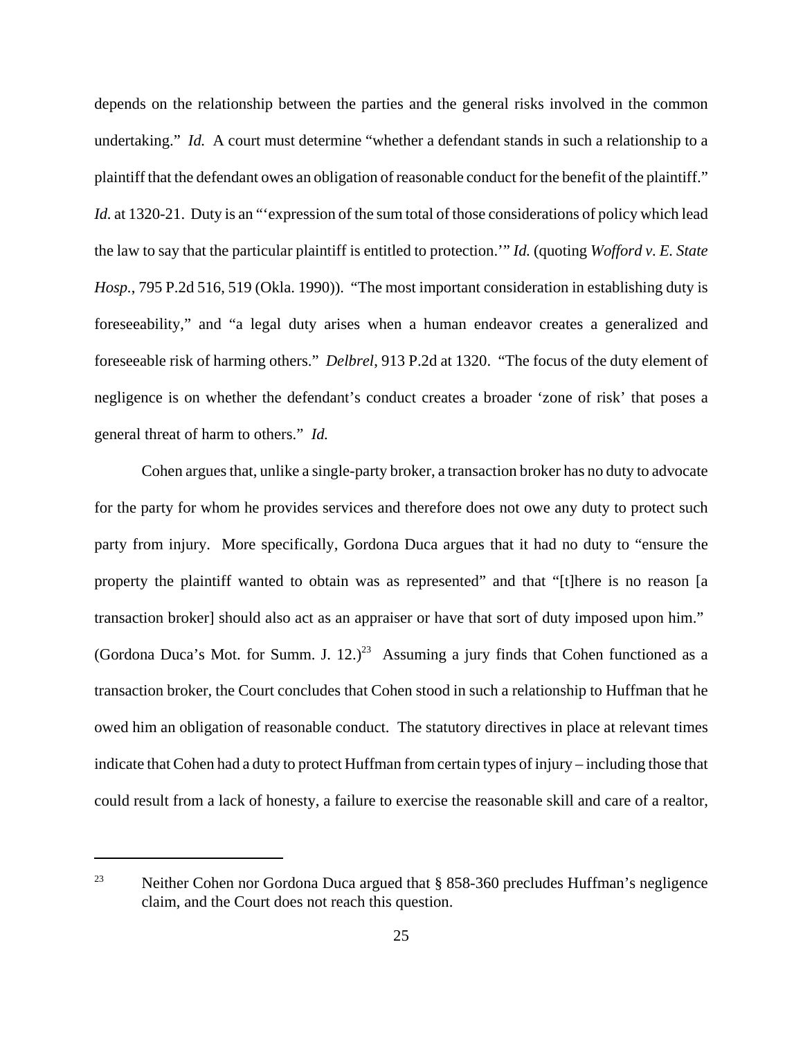depends on the relationship between the parties and the general risks involved in the common undertaking." *Id.* A court must determine "whether a defendant stands in such a relationship to a plaintiff that the defendant owes an obligation of reasonable conduct for the benefit of the plaintiff." *Id.* at 1320-21. Duty is an "'expression of the sum total of those considerations of policy which lead the law to say that the particular plaintiff is entitled to protection.'" *Id.* (quoting *Wofford v. E. State Hosp.*, 795 P.2d 516, 519 (Okla. 1990)). "The most important consideration in establishing duty is foreseeability," and "a legal duty arises when a human endeavor creates a generalized and foreseeable risk of harming others." *Delbrel*, 913 P.2d at 1320. "The focus of the duty element of negligence is on whether the defendant's conduct creates a broader 'zone of risk' that poses a general threat of harm to others." *Id.*

Cohen argues that, unlike a single-party broker, a transaction broker has no duty to advocate for the party for whom he provides services and therefore does not owe any duty to protect such party from injury. More specifically, Gordona Duca argues that it had no duty to "ensure the property the plaintiff wanted to obtain was as represented" and that "[t]here is no reason [a transaction broker] should also act as an appraiser or have that sort of duty imposed upon him." (Gordona Duca's Mot. for Summ. J. 12.)[23] Assuming a jury finds that Cohen functioned as a transaction broker, the Court concludes that Cohen stood in such a relationship to Huffman that he owed him an obligation of reasonable conduct. The statutory directives in place at relevant times indicate that Cohen had a duty to protect Huffman from certain types of injury – including those that could result from a lack of honesty, a failure to exercise the reasonable skill and care of a realtor,

[23] Neither Cohen nor Gordona Duca argued that § 858-360 precludes Huffman's negligence claim, and the Court does not reach this question.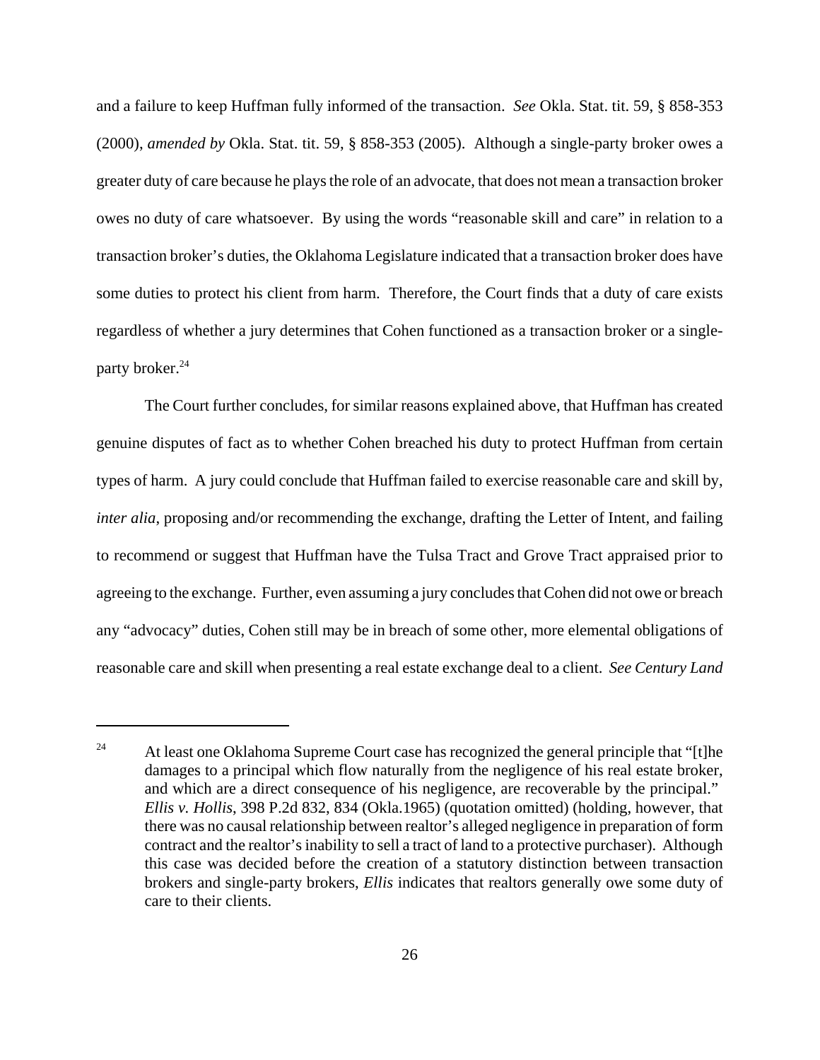and a failure to keep Huffman fully informed of the transaction. *See* Okla. Stat. tit. 59, § 858-353 (2000), *amended by* Okla. Stat. tit. 59, § 858-353 (2005). Although a single-party broker owes a greater duty of care because he plays the role of an advocate, that does not mean a transaction broker owes no duty of care whatsoever. By using the words "reasonable skill and care" in relation to a transaction broker's duties, the Oklahoma Legislature indicated that a transaction broker does have some duties to protect his client from harm. Therefore, the Court finds that a duty of care exists regardless of whether a jury determines that Cohen functioned as a transaction broker or a single-party broker.[24]

The Court further concludes, for similar reasons explained above, that Huffman has created genuine disputes of fact as to whether Cohen breached his duty to protect Huffman from certain types of harm. A jury could conclude that Huffman failed to exercise reasonable care and skill by, *inter alia*, proposing and/or recommending the exchange, drafting the Letter of Intent, and failing to recommend or suggest that Huffman have the Tulsa Tract and Grove Tract appraised prior to agreeing to the exchange. Further, even assuming a jury concludes that Cohen did not owe or breach any "advocacy" duties, Cohen still may be in breach of some other, more elemental obligations of reasonable care and skill when presenting a real estate exchange deal to a client. *See Century Land*

---

[24] At least one Oklahoma Supreme Court case has recognized the general principle that "[t]he damages to a principal which flow naturally from the negligence of his real estate broker, and which are a direct consequence of his negligence, are recoverable by the principal." *Ellis v. Hollis*, 398 P.2d 832, 834 (Okla.1965) (quotation omitted) (holding, however, that there was no causal relationship between realtor's alleged negligence in preparation of form contract and the realtor's inability to sell a tract of land to a protective purchaser). Although this case was decided before the creation of a statutory distinction between transaction brokers and single-party brokers, *Ellis* indicates that realtors generally owe some duty of care to their clients.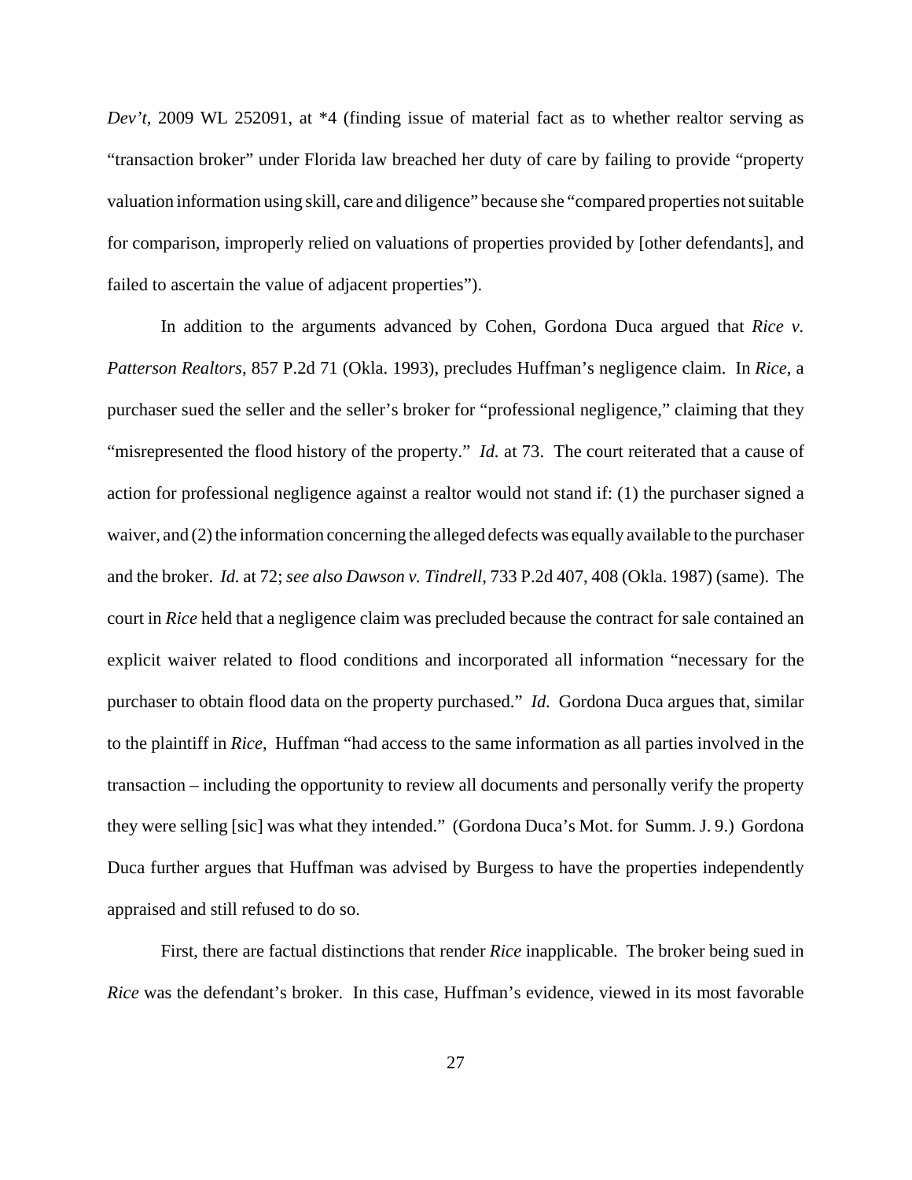*Dev't*, 2009 WL 252091, at *4 (finding issue of material fact as to whether realtor serving as "transaction broker" under Florida law breached her duty of care by failing to provide "property valuation information using skill, care and diligence" because she "compared properties not suitable for comparison, improperly relied on valuations of properties provided by [other defendants], and failed to ascertain the value of adjacent properties").

In addition to the arguments advanced by Cohen, Gordona Duca argued that *Rice v. Patterson Realtors*, 857 P.2d 71 (Okla. 1993), precludes Huffman's negligence claim. In *Rice*, a purchaser sued the seller and the seller's broker for "professional negligence," claiming that they "misrepresented the flood history of the property." *Id.* at 73. The court reiterated that a cause of action for professional negligence against a realtor would not stand if: (1) the purchaser signed a waiver, and (2) the information concerning the alleged defects was equally available to the purchaser and the broker. *Id.* at 72; *see also Dawson v. Tindrell*, 733 P.2d 407, 408 (Okla. 1987) (same). The court in *Rice* held that a negligence claim was precluded because the contract for sale contained an explicit waiver related to flood conditions and incorporated all information "necessary for the purchaser to obtain flood data on the property purchased." *Id.* Gordona Duca argues that, similar to the plaintiff in *Rice*, Huffman "had access to the same information as all parties involved in the transaction – including the opportunity to review all documents and personally verify the property they were selling [sic] was what they intended." (Gordona Duca's Mot. for Summ. J. 9.) Gordona Duca further argues that Huffman was advised by Burgess to have the properties independently appraised and still refused to do so.

First, there are factual distinctions that render *Rice* inapplicable. The broker being sued in *Rice* was the defendant's broker. In this case, Huffman's evidence, viewed in its most favorable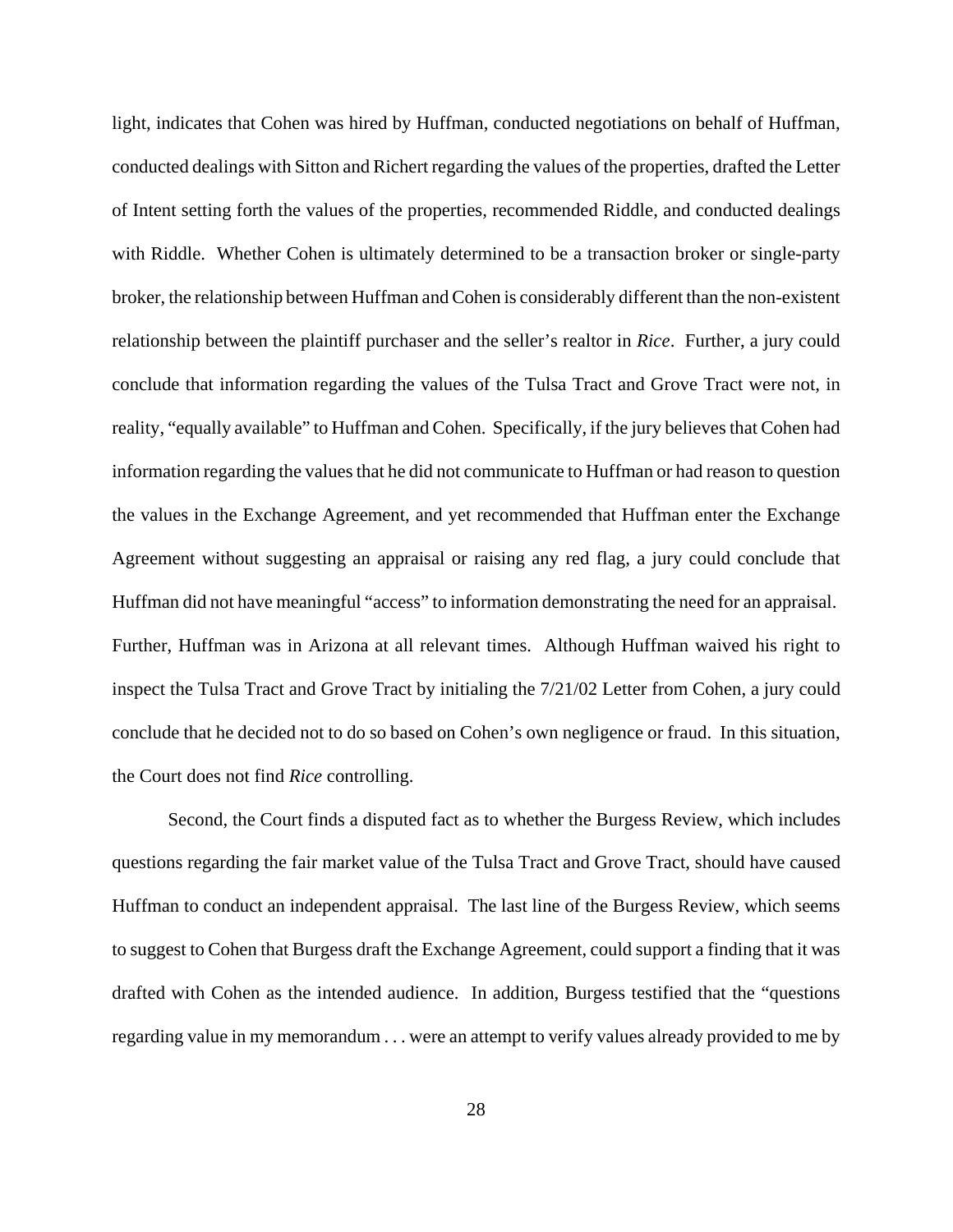light, indicates that Cohen was hired by Huffman, conducted negotiations on behalf of Huffman, conducted dealings with Sitton and Richert regarding the values of the properties, drafted the Letter of Intent setting forth the values of the properties, recommended Riddle, and conducted dealings with Riddle. Whether Cohen is ultimately determined to be a transaction broker or single-party broker, the relationship between Huffman and Cohen is considerably different than the non-existent relationship between the plaintiff purchaser and the seller's realtor in *Rice*. Further, a jury could conclude that information regarding the values of the Tulsa Tract and Grove Tract were not, in reality, "equally available" to Huffman and Cohen. Specifically, if the jury believes that Cohen had information regarding the values that he did not communicate to Huffman or had reason to question the values in the Exchange Agreement, and yet recommended that Huffman enter the Exchange Agreement without suggesting an appraisal or raising any red flag, a jury could conclude that Huffman did not have meaningful "access" to information demonstrating the need for an appraisal. Further, Huffman was in Arizona at all relevant times. Although Huffman waived his right to inspect the Tulsa Tract and Grove Tract by initialing the 7/21/02 Letter from Cohen, a jury could conclude that he decided not to do so based on Cohen's own negligence or fraud. In this situation, the Court does not find *Rice* controlling.

Second, the Court finds a disputed fact as to whether the Burgess Review, which includes questions regarding the fair market value of the Tulsa Tract and Grove Tract, should have caused Huffman to conduct an independent appraisal. The last line of the Burgess Review, which seems to suggest to Cohen that Burgess draft the Exchange Agreement, could support a finding that it was drafted with Cohen as the intended audience. In addition, Burgess testified that the "questions regarding value in my memorandum . . . were an attempt to verify values already provided to me by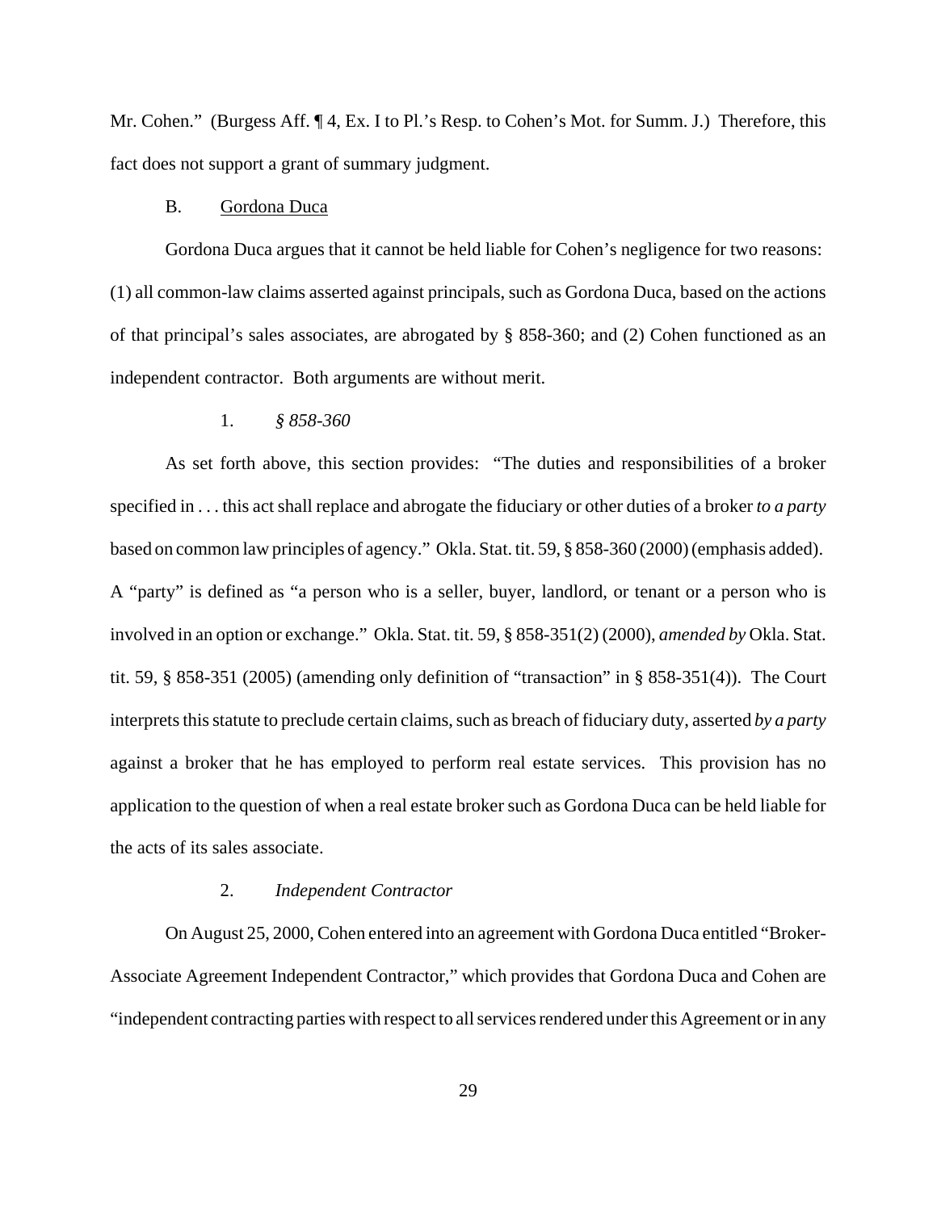Mr. Cohen." (Burgess Aff. ¶ 4, Ex. I to Pl.'s Resp. to Cohen's Mot. for Summ. J.) Therefore, this fact does not support a grant of summary judgment.

### B. Gordona Duca

Gordona Duca argues that it cannot be held liable for Cohen's negligence for two reasons: (1) all common-law claims asserted against principals, such as Gordona Duca, based on the actions of that principal's sales associates, are abrogated by § 858-360; and (2) Cohen functioned as an independent contractor. Both arguments are without merit.

#### 1. *§ 858-360*

As set forth above, this section provides: "The duties and responsibilities of a broker specified in . . . this act shall replace and abrogate the fiduciary or other duties of a broker *to a party* based on common law principles of agency." Okla. Stat. tit. 59, § 858-360 (2000) (emphasis added). A "party" is defined as "a person who is a seller, buyer, landlord, or tenant or a person who is involved in an option or exchange." Okla. Stat. tit. 59, § 858-351(2) (2000), *amended by* Okla. Stat. tit. 59, § 858-351 (2005) (amending only definition of "transaction" in § 858-351(4)). The Court interprets this statute to preclude certain claims, such as breach of fiduciary duty, asserted *by a party* against a broker that he has employed to perform real estate services. This provision has no application to the question of when a real estate broker such as Gordona Duca can be held liable for the acts of its sales associate.

#### 2. *Independent Contractor*

On August 25, 2000, Cohen entered into an agreement with Gordona Duca entitled "Broker-Associate Agreement Independent Contractor," which provides that Gordona Duca and Cohen are "independent contracting parties with respect to all services rendered under this Agreement or in any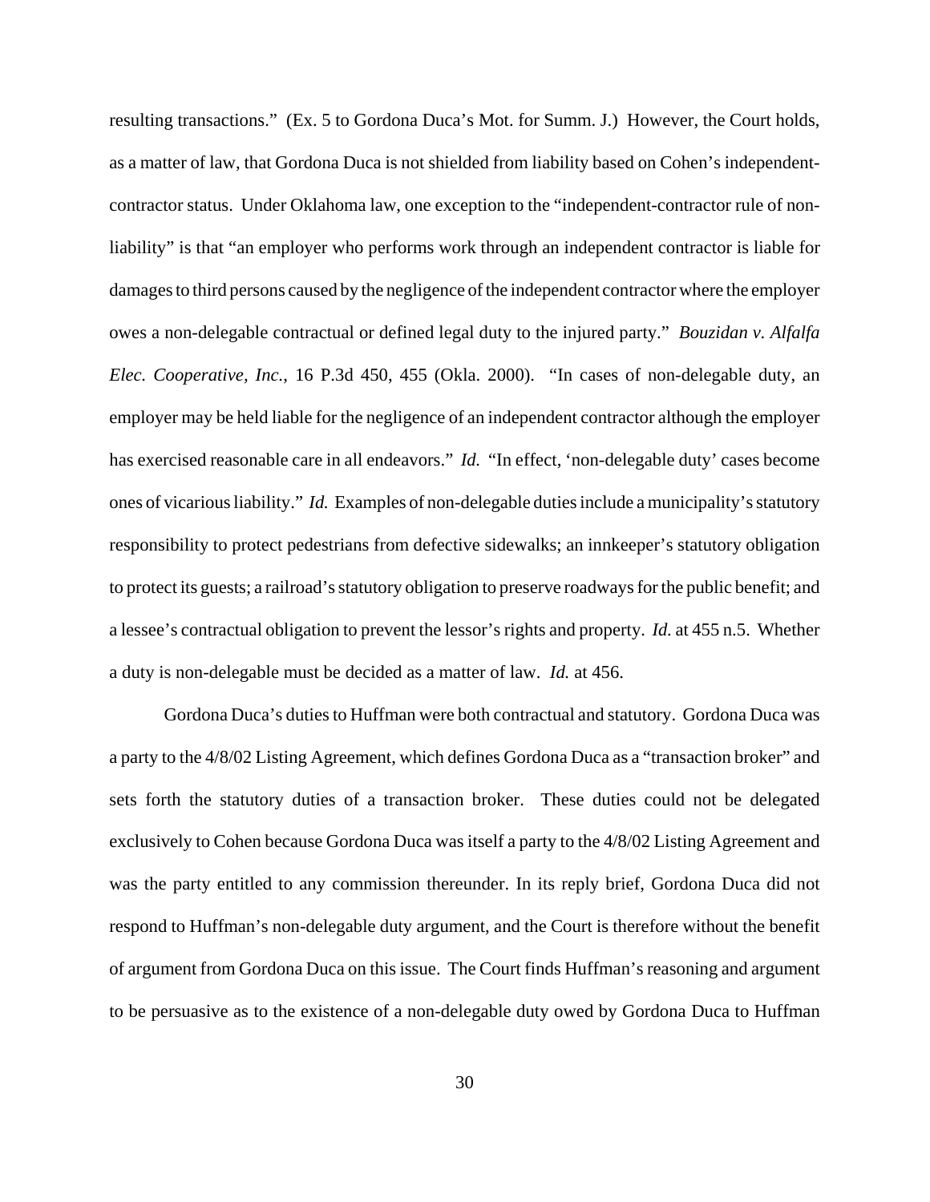resulting transactions." (Ex. 5 to Gordona Duca's Mot. for Summ. J.) However, the Court holds, as a matter of law, that Gordona Duca is not shielded from liability based on Cohen's independent-contractor status. Under Oklahoma law, one exception to the "independent-contractor rule of non-liability" is that "an employer who performs work through an independent contractor is liable for damages to third persons caused by the negligence of the independent contractor where the employer owes a non-delegable contractual or defined legal duty to the injured party." *Bouzidan v. Alfalfa Elec. Cooperative, Inc.*, 16 P.3d 450, 455 (Okla. 2000). "In cases of non-delegable duty, an employer may be held liable for the negligence of an independent contractor although the employer has exercised reasonable care in all endeavors." *Id.* "In effect, 'non-delegable duty' cases become ones of vicarious liability." *Id.* Examples of non-delegable duties include a municipality's statutory responsibility to protect pedestrians from defective sidewalks; an innkeeper's statutory obligation to protect its guests; a railroad's statutory obligation to preserve roadways for the public benefit; and a lessee's contractual obligation to prevent the lessor's rights and property. *Id.* at 455 n.5. Whether a duty is non-delegable must be decided as a matter of law. *Id.* at 456.

Gordona Duca's duties to Huffman were both contractual and statutory. Gordona Duca was a party to the 4/8/02 Listing Agreement, which defines Gordona Duca as a "transaction broker" and sets forth the statutory duties of a transaction broker. These duties could not be delegated exclusively to Cohen because Gordona Duca was itself a party to the 4/8/02 Listing Agreement and was the party entitled to any commission thereunder. In its reply brief, Gordona Duca did not respond to Huffman's non-delegable duty argument, and the Court is therefore without the benefit of argument from Gordona Duca on this issue. The Court finds Huffman's reasoning and argument to be persuasive as to the existence of a non-delegable duty owed by Gordona Duca to Huffman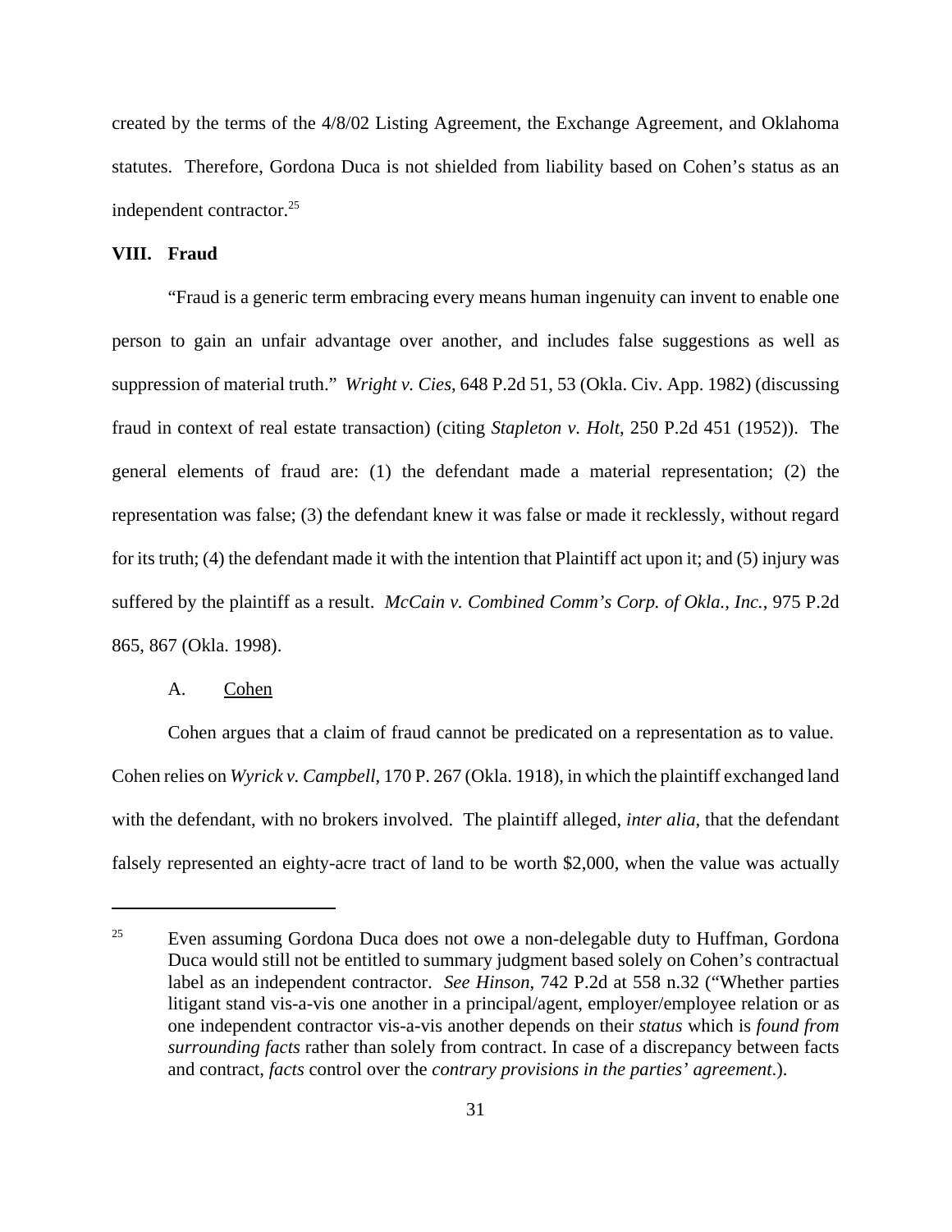created by the terms of the 4/8/02 Listing Agreement, the Exchange Agreement, and Oklahoma statutes. Therefore, Gordona Duca is not shielded from liability based on Cohen's status as an independent contractor.[25]

## VIII. Fraud

"Fraud is a generic term embracing every means human ingenuity can invent to enable one person to gain an unfair advantage over another, and includes false suggestions as well as suppression of material truth." *Wright v. Cies*, 648 P.2d 51, 53 (Okla. Civ. App. 1982) (discussing fraud in context of real estate transaction) (citing *Stapleton v. Holt*, 250 P.2d 451 (1952)). The general elements of fraud are: (1) the defendant made a material representation; (2) the representation was false; (3) the defendant knew it was false or made it recklessly, without regard for its truth; (4) the defendant made it with the intention that Plaintiff act upon it; and (5) injury was suffered by the plaintiff as a result. *McCain v. Combined Comm's Corp. of Okla., Inc.*, 975 P.2d 865, 867 (Okla. 1998).

### A. Cohen

Cohen argues that a claim of fraud cannot be predicated on a representation as to value. Cohen relies on *Wyrick v. Campbell*, 170 P. 267 (Okla. 1918), in which the plaintiff exchanged land with the defendant, with no brokers involved. The plaintiff alleged, *inter alia*, that the defendant falsely represented an eighty-acre tract of land to be worth $2,000, when the value was actually

---

[25] Even assuming Gordona Duca does not owe a non-delegable duty to Huffman, Gordona Duca would still not be entitled to summary judgment based solely on Cohen's contractual label as an independent contractor. *See Hinson*, 742 P.2d at 558 n.32 ("Whether parties litigant stand vis-a-vis one another in a principal/agent, employer/employee relation or as one independent contractor vis-a-vis another depends on their *status* which is *found from surrounding facts* rather than solely from contract. In case of a discrepancy between facts and contract, *facts* control over the *contrary provisions in the parties' agreement*.).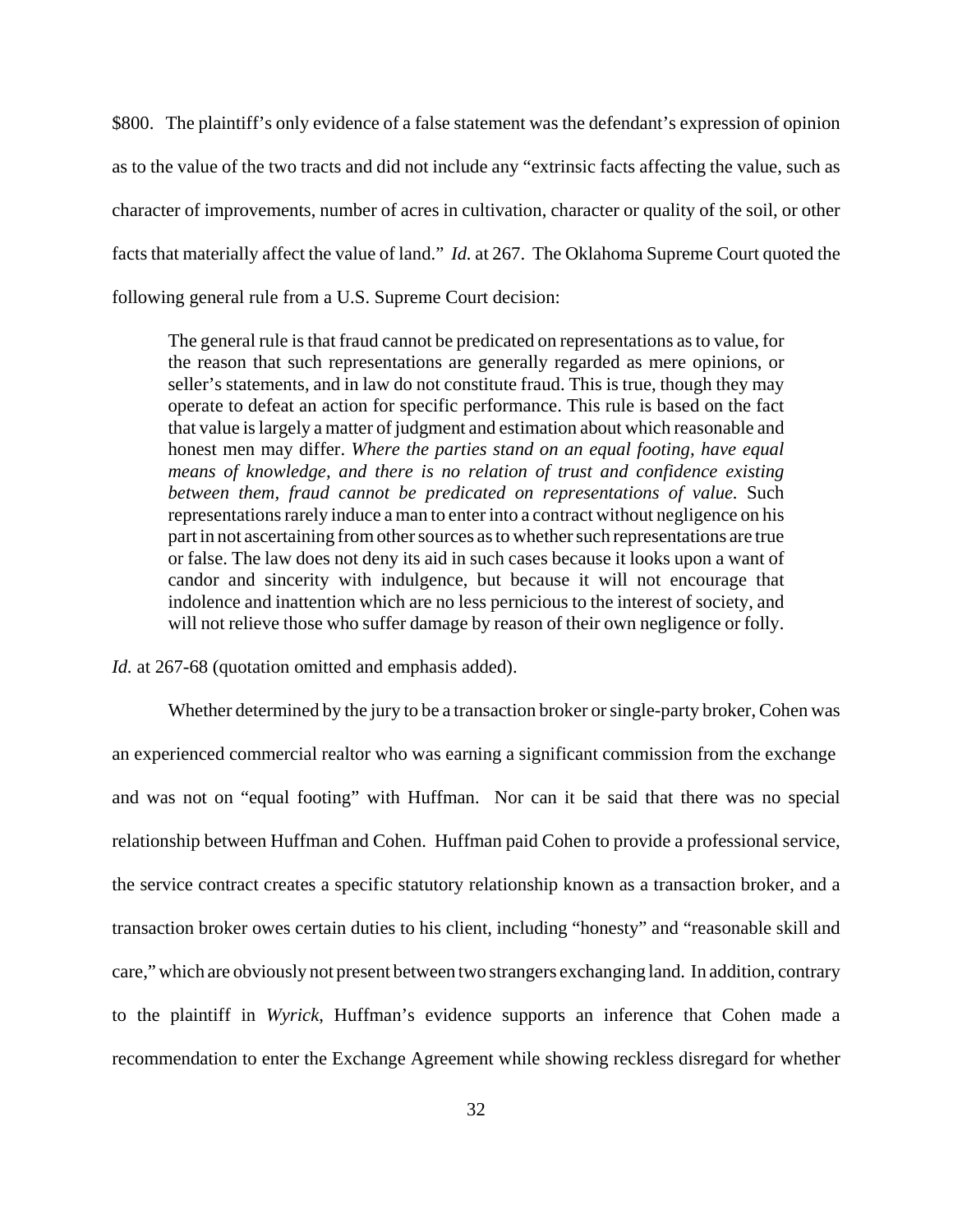$800. The plaintiff's only evidence of a false statement was the defendant's expression of opinion as to the value of the two tracts and did not include any "extrinsic facts affecting the value, such as character of improvements, number of acres in cultivation, character or quality of the soil, or other facts that materially affect the value of land." *Id.* at 267. The Oklahoma Supreme Court quoted the following general rule from a U.S. Supreme Court decision:

> The general rule is that fraud cannot be predicated on representations as to value, for the reason that such representations are generally regarded as mere opinions, or seller's statements, and in law do not constitute fraud. This is true, though they may operate to defeat an action for specific performance. This rule is based on the fact that value is largely a matter of judgment and estimation about which reasonable and honest men may differ. *Where the parties stand on an equal footing, have equal means of knowledge, and there is no relation of trust and confidence existing between them, fraud cannot be predicated on representations of value.* Such representations rarely induce a man to enter into a contract without negligence on his part in not ascertaining from other sources as to whether such representations are true or false. The law does not deny its aid in such cases because it looks upon a want of candor and sincerity with indulgence, but because it will not encourage that indolence and inattention which are no less pernicious to the interest of society, and will not relieve those who suffer damage by reason of their own negligence or folly.

*Id.* at 267-68 (quotation omitted and emphasis added).

Whether determined by the jury to be a transaction broker or single-party broker, Cohen was an experienced commercial realtor who was earning a significant commission from the exchange and was not on "equal footing" with Huffman. Nor can it be said that there was no special relationship between Huffman and Cohen. Huffman paid Cohen to provide a professional service, the service contract creates a specific statutory relationship known as a transaction broker, and a transaction broker owes certain duties to his client, including "honesty" and "reasonable skill and care," which are obviously not present between two strangers exchanging land. In addition, contrary to the plaintiff in *Wyrick*, Huffman's evidence supports an inference that Cohen made a recommendation to enter the Exchange Agreement while showing reckless disregard for whether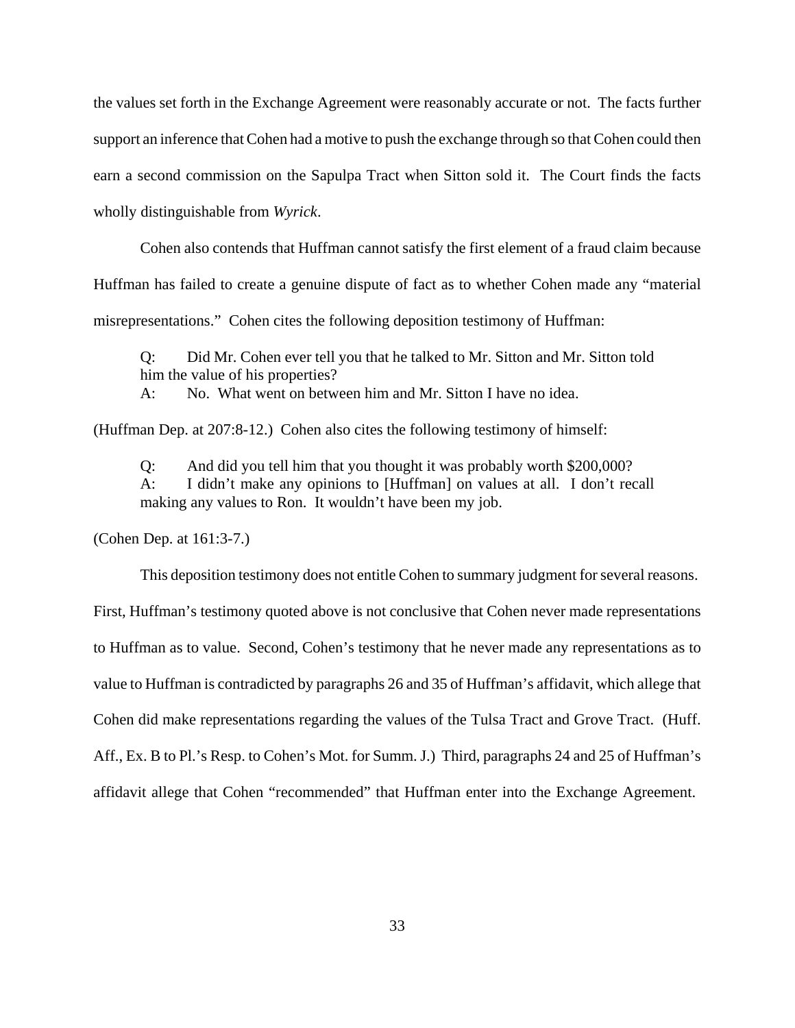the values set forth in the Exchange Agreement were reasonably accurate or not. The facts further support an inference that Cohen had a motive to push the exchange through so that Cohen could then earn a second commission on the Sapulpa Tract when Sitton sold it. The Court finds the facts wholly distinguishable from *Wyrick*.

Cohen also contends that Huffman cannot satisfy the first element of a fraud claim because Huffman has failed to create a genuine dispute of fact as to whether Cohen made any "material misrepresentations." Cohen cites the following deposition testimony of Huffman:

> Q: Did Mr. Cohen ever tell you that he talked to Mr. Sitton and Mr. Sitton told him the value of his properties?
> A: No. What went on between him and Mr. Sitton I have no idea.

(Huffman Dep. at 207:8-12.) Cohen also cites the following testimony of himself:

> Q: And did you tell him that you thought it was probably worth $200,000?
> A: I didn't make any opinions to [Huffman] on values at all. I don't recall making any values to Ron. It wouldn't have been my job.

(Cohen Dep. at 161:3-7.)

This deposition testimony does not entitle Cohen to summary judgment for several reasons. First, Huffman's testimony quoted above is not conclusive that Cohen never made representations to Huffman as to value. Second, Cohen's testimony that he never made any representations as to value to Huffman is contradicted by paragraphs 26 and 35 of Huffman's affidavit, which allege that Cohen did make representations regarding the values of the Tulsa Tract and Grove Tract. (Huff. Aff., Ex. B to Pl.'s Resp. to Cohen's Mot. for Summ. J.) Third, paragraphs 24 and 25 of Huffman's affidavit allege that Cohen "recommended" that Huffman enter into the Exchange Agreement.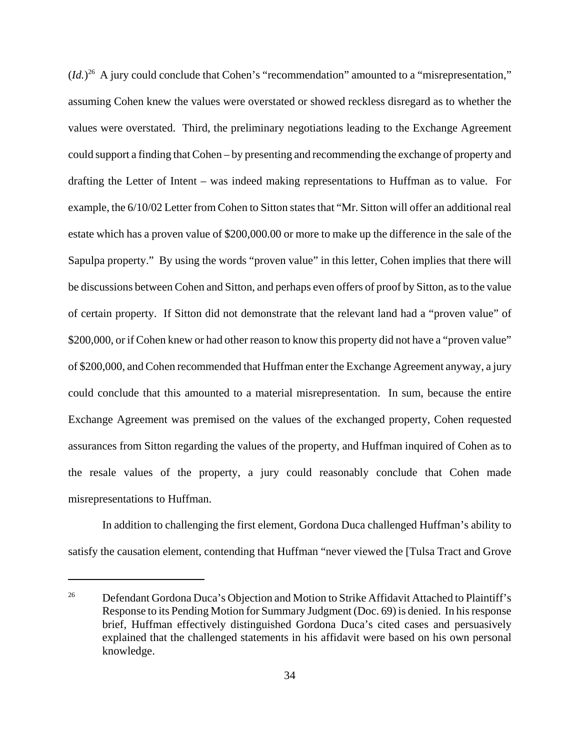(*Id.*)[26] A jury could conclude that Cohen's "recommendation" amounted to a "misrepresentation," assuming Cohen knew the values were overstated or showed reckless disregard as to whether the values were overstated. Third, the preliminary negotiations leading to the Exchange Agreement could support a finding that Cohen – by presenting and recommending the exchange of property and drafting the Letter of Intent – was indeed making representations to Huffman as to value. For example, the 6/10/02 Letter from Cohen to Sitton states that "Mr. Sitton will offer an additional real estate which has a proven value of $200,000.00 or more to make up the difference in the sale of the Sapulpa property." By using the words "proven value" in this letter, Cohen implies that there will be discussions between Cohen and Sitton, and perhaps even offers of proof by Sitton, as to the value of certain property. If Sitton did not demonstrate that the relevant land had a "proven value" of $200,000, or if Cohen knew or had other reason to know this property did not have a "proven value" of $200,000, and Cohen recommended that Huffman enter the Exchange Agreement anyway, a jury could conclude that this amounted to a material misrepresentation. In sum, because the entire Exchange Agreement was premised on the values of the exchanged property, Cohen requested assurances from Sitton regarding the values of the property, and Huffman inquired of Cohen as to the resale values of the property, a jury could reasonably conclude that Cohen made misrepresentations to Huffman.

In addition to challenging the first element, Gordona Duca challenged Huffman's ability to satisfy the causation element, contending that Huffman "never viewed the [Tulsa Tract and Grove

---

[26] Defendant Gordona Duca's Objection and Motion to Strike Affidavit Attached to Plaintiff's Response to its Pending Motion for Summary Judgment (Doc. 69) is denied. In his response brief, Huffman effectively distinguished Gordona Duca's cited cases and persuasively explained that the challenged statements in his affidavit were based on his own personal knowledge.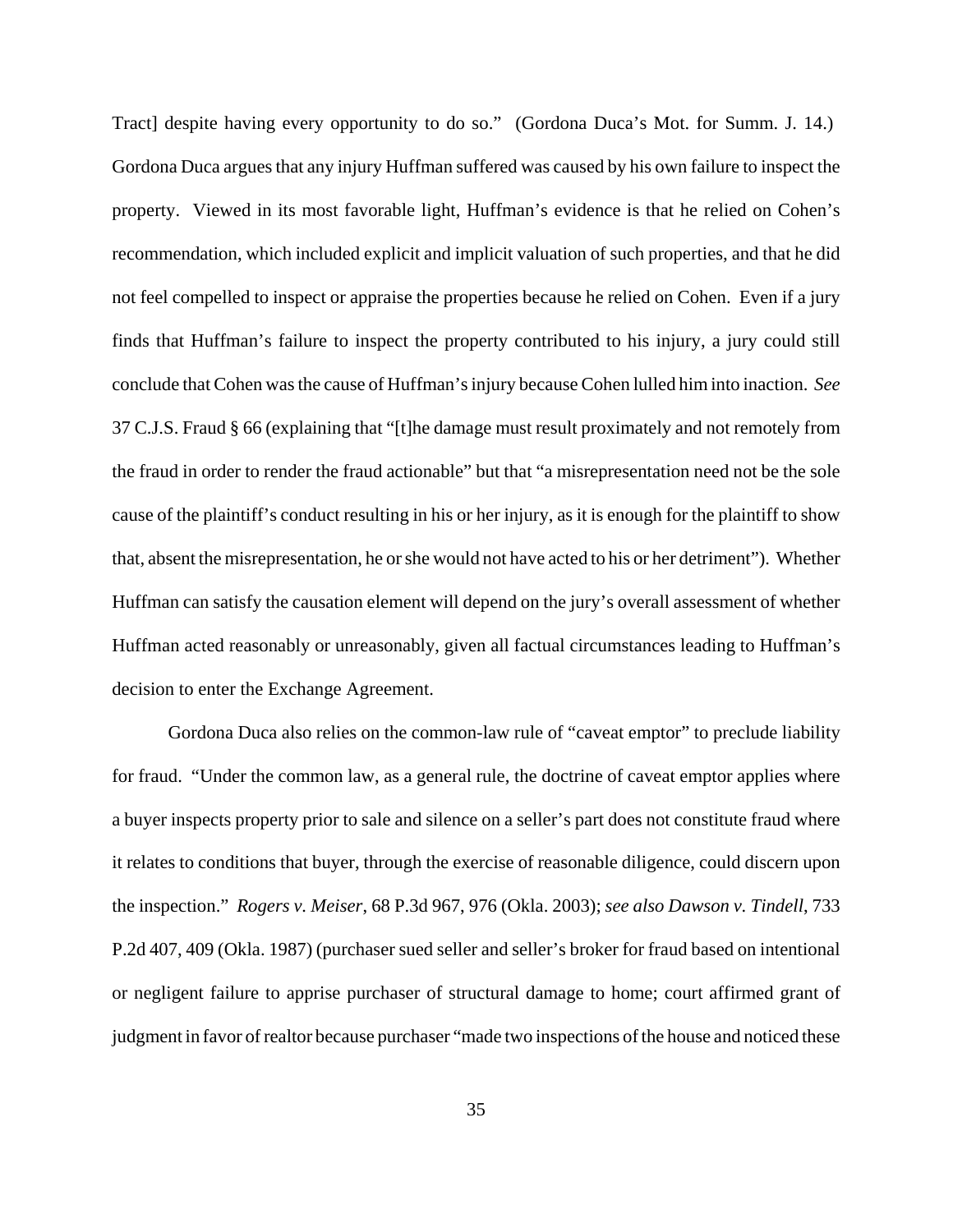Tract] despite having every opportunity to do so." (Gordona Duca's Mot. for Summ. J. 14.) Gordona Duca argues that any injury Huffman suffered was caused by his own failure to inspect the property. Viewed in its most favorable light, Huffman's evidence is that he relied on Cohen's recommendation, which included explicit and implicit valuation of such properties, and that he did not feel compelled to inspect or appraise the properties because he relied on Cohen. Even if a jury finds that Huffman's failure to inspect the property contributed to his injury, a jury could still conclude that Cohen was the cause of Huffman's injury because Cohen lulled him into inaction. *See* 37 C.J.S. Fraud § 66 (explaining that "[t]he damage must result proximately and not remotely from the fraud in order to render the fraud actionable" but that "a misrepresentation need not be the sole cause of the plaintiff's conduct resulting in his or her injury, as it is enough for the plaintiff to show that, absent the misrepresentation, he or she would not have acted to his or her detriment"). Whether Huffman can satisfy the causation element will depend on the jury's overall assessment of whether Huffman acted reasonably or unreasonably, given all factual circumstances leading to Huffman's decision to enter the Exchange Agreement.

Gordona Duca also relies on the common-law rule of "caveat emptor" to preclude liability for fraud. "Under the common law, as a general rule, the doctrine of caveat emptor applies where a buyer inspects property prior to sale and silence on a seller's part does not constitute fraud where it relates to conditions that buyer, through the exercise of reasonable diligence, could discern upon the inspection." *Rogers v. Meiser*, 68 P.3d 967, 976 (Okla. 2003); *see also Dawson v. Tindell*, 733 P.2d 407, 409 (Okla. 1987) (purchaser sued seller and seller's broker for fraud based on intentional or negligent failure to apprise purchaser of structural damage to home; court affirmed grant of judgment in favor of realtor because purchaser "made two inspections of the house and noticed these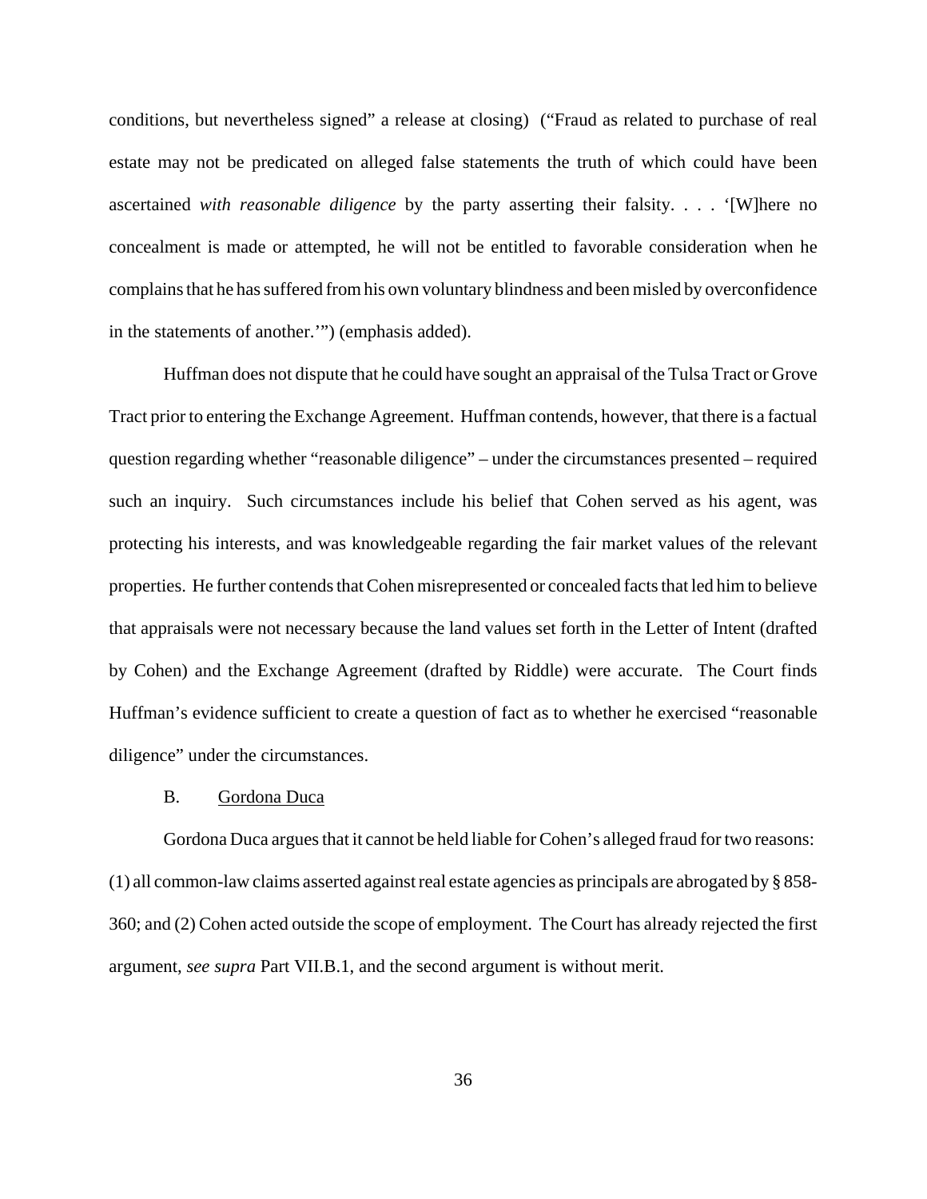conditions, but nevertheless signed" a release at closing) ("Fraud as related to purchase of real estate may not be predicated on alleged false statements the truth of which could have been ascertained *with reasonable diligence* by the party asserting their falsity. . . . '[W]here no concealment is made or attempted, he will not be entitled to favorable consideration when he complains that he has suffered from his own voluntary blindness and been misled by overconfidence in the statements of another.'") (emphasis added).

Huffman does not dispute that he could have sought an appraisal of the Tulsa Tract or Grove Tract prior to entering the Exchange Agreement. Huffman contends, however, that there is a factual question regarding whether "reasonable diligence" – under the circumstances presented – required such an inquiry. Such circumstances include his belief that Cohen served as his agent, was protecting his interests, and was knowledgeable regarding the fair market values of the relevant properties. He further contends that Cohen misrepresented or concealed facts that led him to believe that appraisals were not necessary because the land values set forth in the Letter of Intent (drafted by Cohen) and the Exchange Agreement (drafted by Riddle) were accurate. The Court finds Huffman's evidence sufficient to create a question of fact as to whether he exercised "reasonable diligence" under the circumstances.

B. Gordona Duca

Gordona Duca argues that it cannot be held liable for Cohen's alleged fraud for two reasons: (1) all common-law claims asserted against real estate agencies as principals are abrogated by § 858-360; and (2) Cohen acted outside the scope of employment. The Court has already rejected the first argument, *see supra* Part VII.B.1, and the second argument is without merit.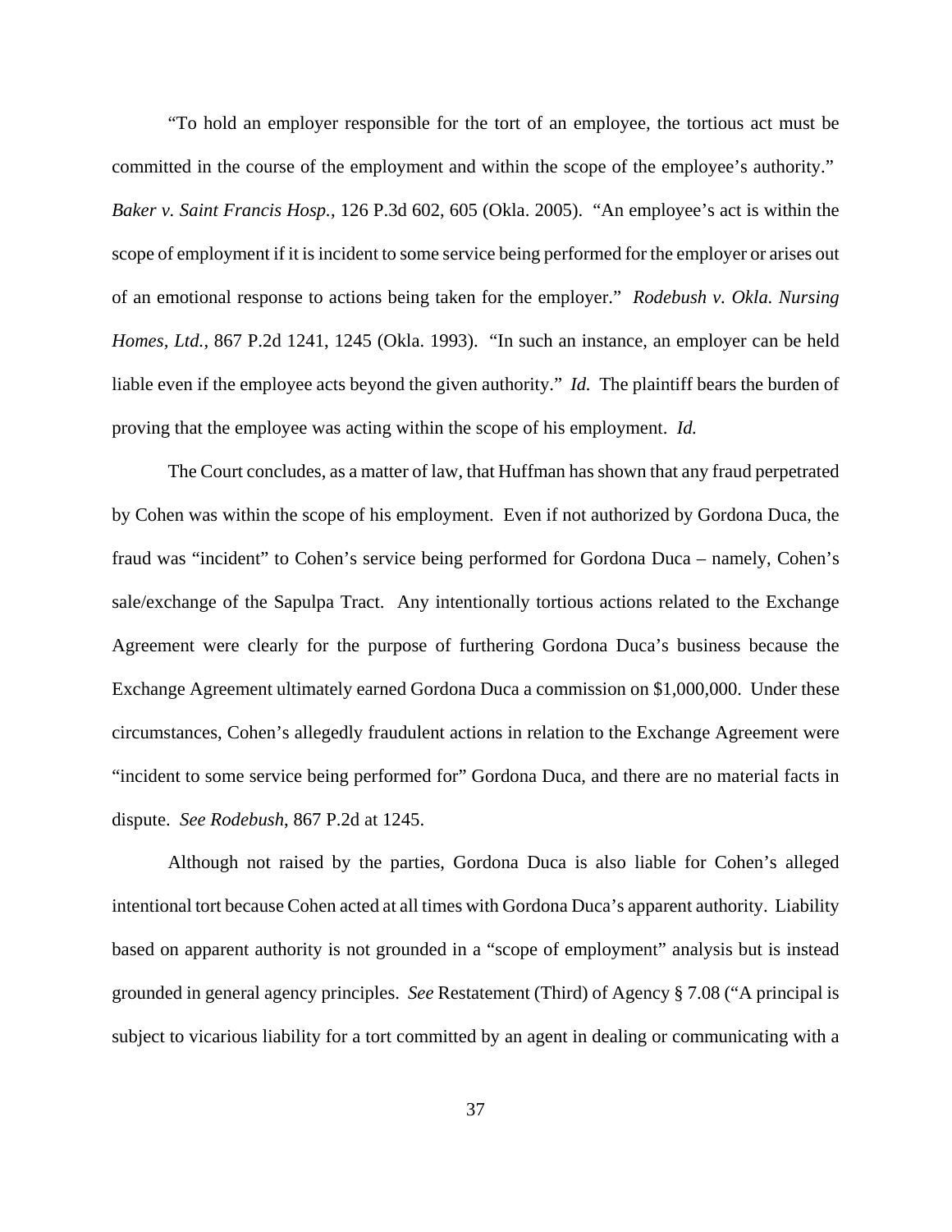"To hold an employer responsible for the tort of an employee, the tortious act must be committed in the course of the employment and within the scope of the employee's authority." *Baker v. Saint Francis Hosp.*, 126 P.3d 602, 605 (Okla. 2005). "An employee's act is within the scope of employment if it is incident to some service being performed for the employer or arises out of an emotional response to actions being taken for the employer." *Rodebush v. Okla. Nursing Homes, Ltd.*, 867 P.2d 1241, 1245 (Okla. 1993). "In such an instance, an employer can be held liable even if the employee acts beyond the given authority." *Id.* The plaintiff bears the burden of proving that the employee was acting within the scope of his employment. *Id.*

The Court concludes, as a matter of law, that Huffman has shown that any fraud perpetrated by Cohen was within the scope of his employment. Even if not authorized by Gordona Duca, the fraud was "incident" to Cohen's service being performed for Gordona Duca – namely, Cohen's sale/exchange of the Sapulpa Tract. Any intentionally tortious actions related to the Exchange Agreement were clearly for the purpose of furthering Gordona Duca's business because the Exchange Agreement ultimately earned Gordona Duca a commission on $1,000,000. Under these circumstances, Cohen's allegedly fraudulent actions in relation to the Exchange Agreement were "incident to some service being performed for" Gordona Duca, and there are no material facts in dispute. *See Rodebush*, 867 P.2d at 1245.

Although not raised by the parties, Gordona Duca is also liable for Cohen's alleged intentional tort because Cohen acted at all times with Gordona Duca's apparent authority. Liability based on apparent authority is not grounded in a "scope of employment" analysis but is instead grounded in general agency principles. *See* Restatement (Third) of Agency § 7.08 ("A principal is subject to vicarious liability for a tort committed by an agent in dealing or communicating with a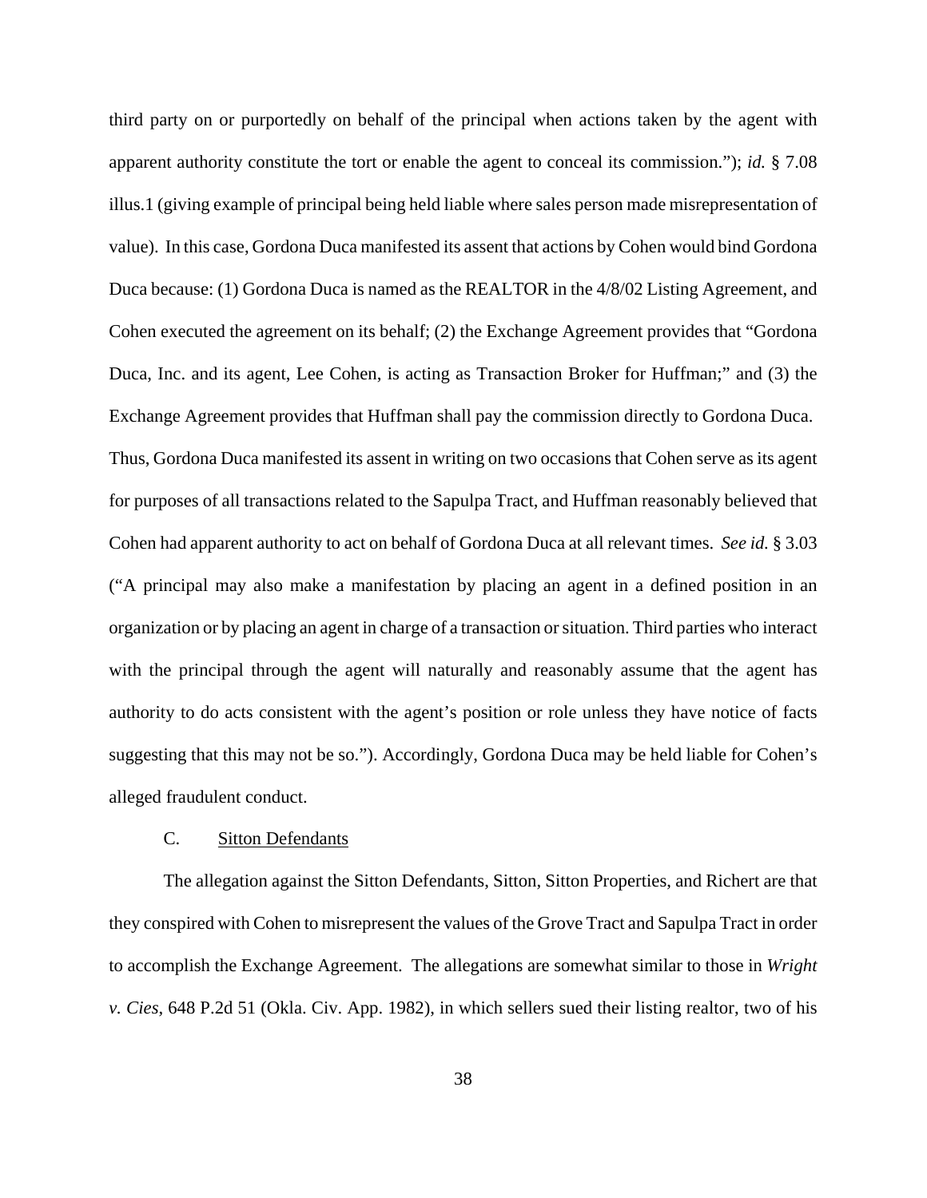third party on or purportedly on behalf of the principal when actions taken by the agent with apparent authority constitute the tort or enable the agent to conceal its commission."); *id.* § 7.08 illus.1 (giving example of principal being held liable where sales person made misrepresentation of value). In this case, Gordona Duca manifested its assent that actions by Cohen would bind Gordona Duca because: (1) Gordona Duca is named as the REALTOR in the 4/8/02 Listing Agreement, and Cohen executed the agreement on its behalf; (2) the Exchange Agreement provides that "Gordona Duca, Inc. and its agent, Lee Cohen, is acting as Transaction Broker for Huffman;" and (3) the Exchange Agreement provides that Huffman shall pay the commission directly to Gordona Duca. Thus, Gordona Duca manifested its assent in writing on two occasions that Cohen serve as its agent for purposes of all transactions related to the Sapulpa Tract, and Huffman reasonably believed that Cohen had apparent authority to act on behalf of Gordona Duca at all relevant times. *See id.* § 3.03 ("A principal may also make a manifestation by placing an agent in a defined position in an organization or by placing an agent in charge of a transaction or situation. Third parties who interact with the principal through the agent will naturally and reasonably assume that the agent has authority to do acts consistent with the agent's position or role unless they have notice of facts suggesting that this may not be so."). Accordingly, Gordona Duca may be held liable for Cohen's alleged fraudulent conduct.

### C. Sitton Defendants

The allegation against the Sitton Defendants, Sitton, Sitton Properties, and Richert are that they conspired with Cohen to misrepresent the values of the Grove Tract and Sapulpa Tract in order to accomplish the Exchange Agreement. The allegations are somewhat similar to those in *Wright v. Cies*, 648 P.2d 51 (Okla. Civ. App. 1982), in which sellers sued their listing realtor, two of his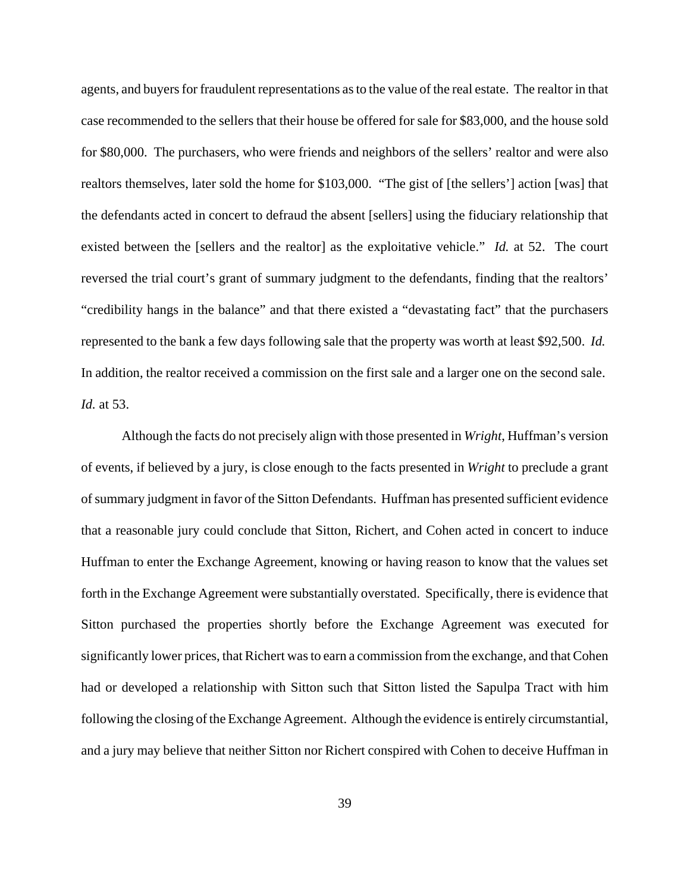agents, and buyers for fraudulent representations as to the value of the real estate. The realtor in that case recommended to the sellers that their house be offered for sale for $83,000, and the house sold for $80,000. The purchasers, who were friends and neighbors of the sellers' realtor and were also realtors themselves, later sold the home for $103,000. "The gist of [the sellers'] action [was] that the defendants acted in concert to defraud the absent [sellers] using the fiduciary relationship that existed between the [sellers and the realtor] as the exploitative vehicle." *Id.* at 52. The court reversed the trial court's grant of summary judgment to the defendants, finding that the realtors' "credibility hangs in the balance" and that there existed a "devastating fact" that the purchasers represented to the bank a few days following sale that the property was worth at least $92,500. *Id.* In addition, the realtor received a commission on the first sale and a larger one on the second sale. *Id.* at 53.

Although the facts do not precisely align with those presented in *Wright*, Huffman's version of events, if believed by a jury, is close enough to the facts presented in *Wright* to preclude a grant of summary judgment in favor of the Sitton Defendants. Huffman has presented sufficient evidence that a reasonable jury could conclude that Sitton, Richert, and Cohen acted in concert to induce Huffman to enter the Exchange Agreement, knowing or having reason to know that the values set forth in the Exchange Agreement were substantially overstated. Specifically, there is evidence that Sitton purchased the properties shortly before the Exchange Agreement was executed for significantly lower prices, that Richert was to earn a commission from the exchange, and that Cohen had or developed a relationship with Sitton such that Sitton listed the Sapulpa Tract with him following the closing of the Exchange Agreement. Although the evidence is entirely circumstantial, and a jury may believe that neither Sitton nor Richert conspired with Cohen to deceive Huffman in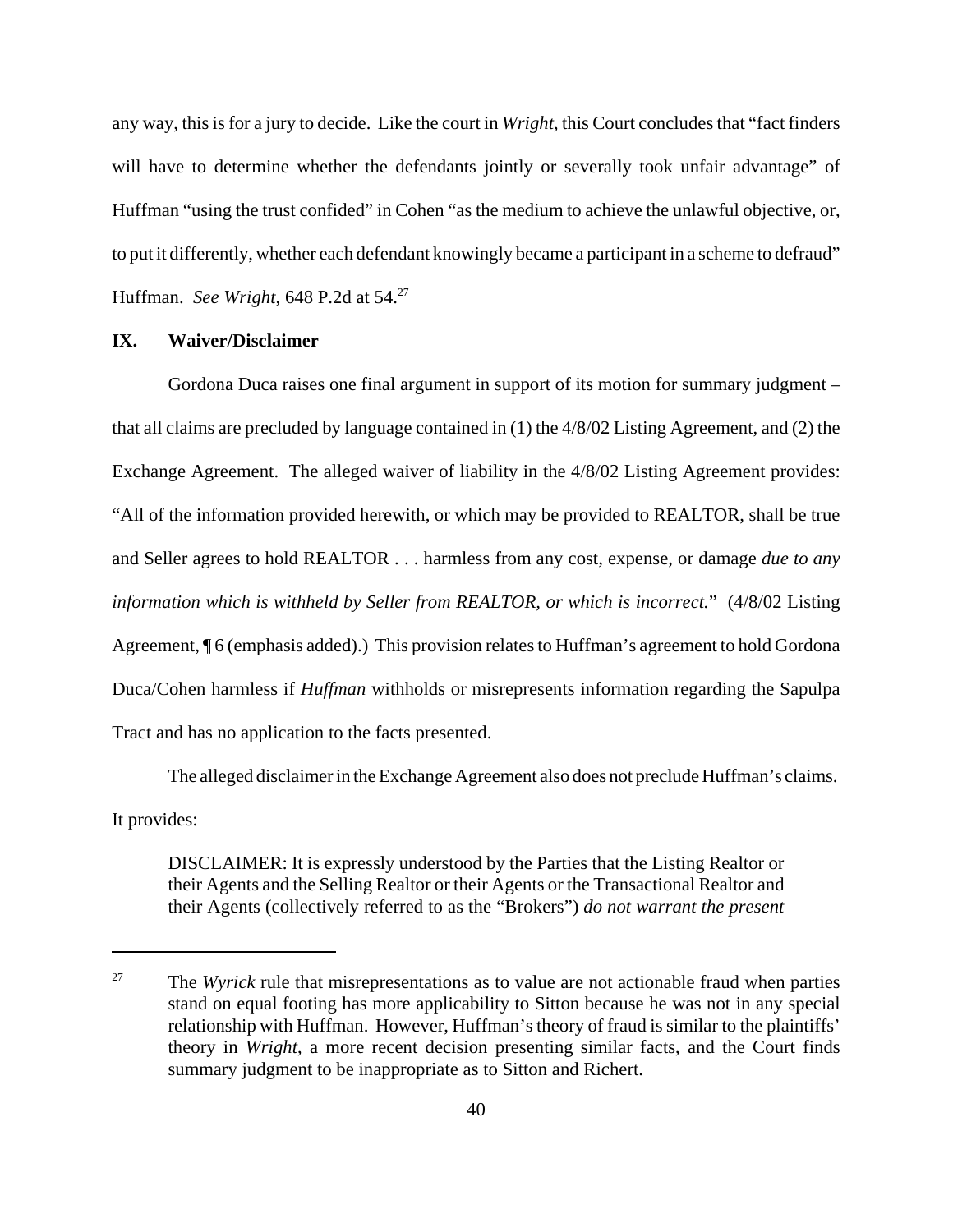any way, this is for a jury to decide. Like the court in *Wright*, this Court concludes that "fact finders will have to determine whether the defendants jointly or severally took unfair advantage" of Huffman "using the trust confided" in Cohen "as the medium to achieve the unlawful objective, or, to put it differently, whether each defendant knowingly became a participant in a scheme to defraud" Huffman. *See Wright*, 648 P.2d at 54.[27]

## IX. Waiver/Disclaimer

Gordona Duca raises one final argument in support of its motion for summary judgment – that all claims are precluded by language contained in (1) the 4/8/02 Listing Agreement, and (2) the Exchange Agreement. The alleged waiver of liability in the 4/8/02 Listing Agreement provides: "All of the information provided herewith, or which may be provided to REALTOR, shall be true and Seller agrees to hold REALTOR . . . harmless from any cost, expense, or damage *due to any information which is withheld by Seller from REALTOR, or which is incorrect.*" (4/8/02 Listing Agreement, ¶ 6 (emphasis added).) This provision relates to Huffman's agreement to hold Gordona Duca/Cohen harmless if *Huffman* withholds or misrepresents information regarding the Sapulpa Tract and has no application to the facts presented.

The alleged disclaimer in the Exchange Agreement also does not preclude Huffman's claims. It provides:

> DISCLAIMER: It is expressly understood by the Parties that the Listing Realtor or their Agents and the Selling Realtor or their Agents or the Transactional Realtor and their Agents (collectively referred to as the "Brokers") *do not warrant the present*

---

[27] The *Wyrick* rule that misrepresentations as to value are not actionable fraud when parties stand on equal footing has more applicability to Sitton because he was not in any special relationship with Huffman. However, Huffman's theory of fraud is similar to the plaintiffs' theory in *Wright*, a more recent decision presenting similar facts, and the Court finds summary judgment to be inappropriate as to Sitton and Richert.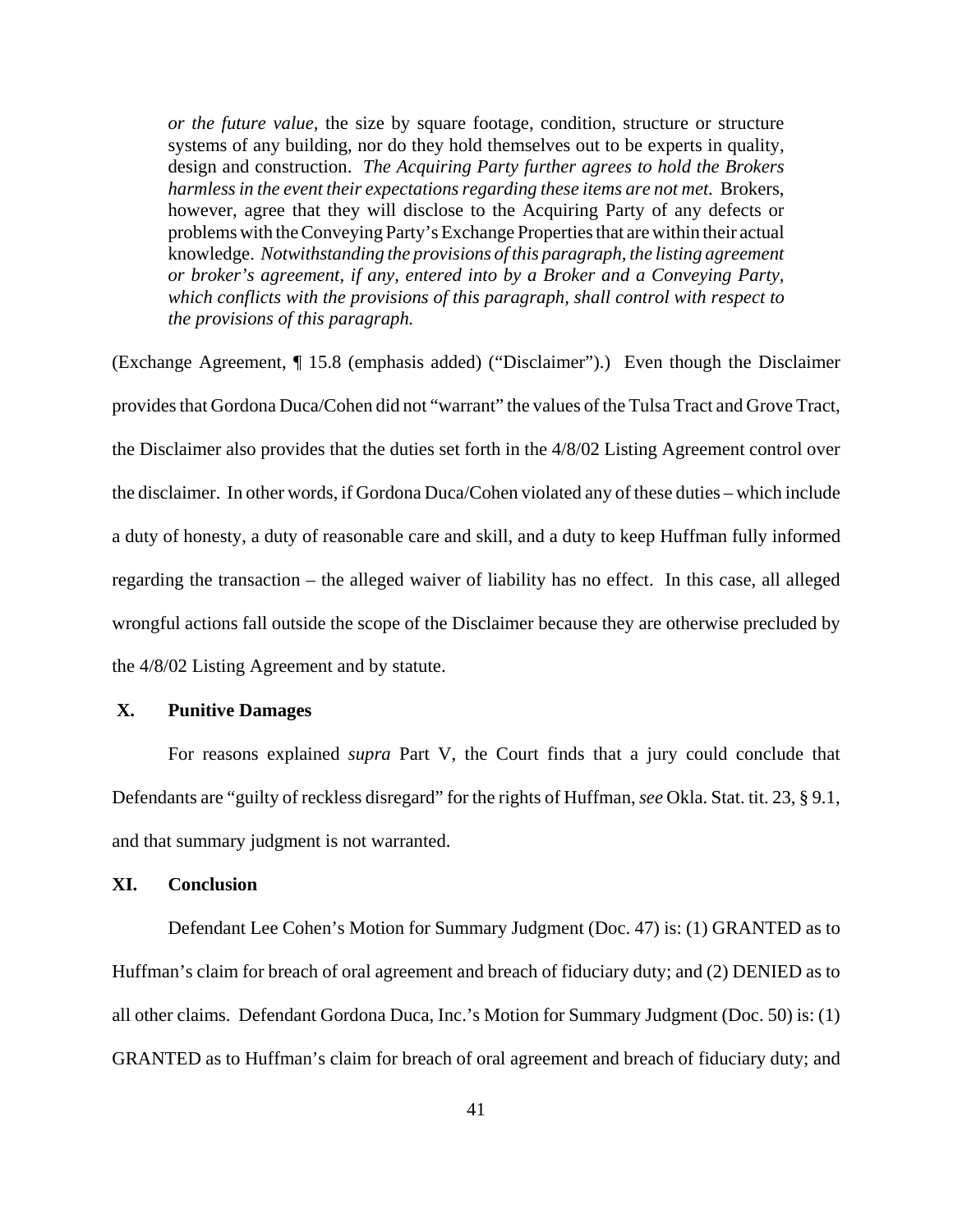> *or the future value*, the size by square footage, condition, structure or structure systems of any building, nor do they hold themselves out to be experts in quality, design and construction. *The Acquiring Party further agrees to hold the Brokers harmless in the event their expectations regarding these items are not met.* Brokers, however, agree that they will disclose to the Acquiring Party of any defects or problems with the Conveying Party's Exchange Properties that are within their actual knowledge. *Notwithstanding the provisions of this paragraph, the listing agreement or broker's agreement, if any, entered into by a Broker and a Conveying Party, which conflicts with the provisions of this paragraph, shall control with respect to the provisions of this paragraph.*

(Exchange Agreement, ¶ 15.8 (emphasis added) ("Disclaimer").) Even though the Disclaimer provides that Gordona Duca/Cohen did not "warrant" the values of the Tulsa Tract and Grove Tract, the Disclaimer also provides that the duties set forth in the 4/8/02 Listing Agreement control over the disclaimer. In other words, if Gordona Duca/Cohen violated any of these duties – which include a duty of honesty, a duty of reasonable care and skill, and a duty to keep Huffman fully informed regarding the transaction – the alleged waiver of liability has no effect. In this case, all alleged wrongful actions fall outside the scope of the Disclaimer because they are otherwise precluded by the 4/8/02 Listing Agreement and by statute.

## X. Punitive Damages

For reasons explained *supra* Part V, the Court finds that a jury could conclude that Defendants are "guilty of reckless disregard" for the rights of Huffman, *see* Okla. Stat. tit. 23, § 9.1, and that summary judgment is not warranted.

## XI. Conclusion

Defendant Lee Cohen's Motion for Summary Judgment (Doc. 47) is: (1) GRANTED as to Huffman's claim for breach of oral agreement and breach of fiduciary duty; and (2) DENIED as to all other claims. Defendant Gordona Duca, Inc.'s Motion for Summary Judgment (Doc. 50) is: (1) GRANTED as to Huffman's claim for breach of oral agreement and breach of fiduciary duty; and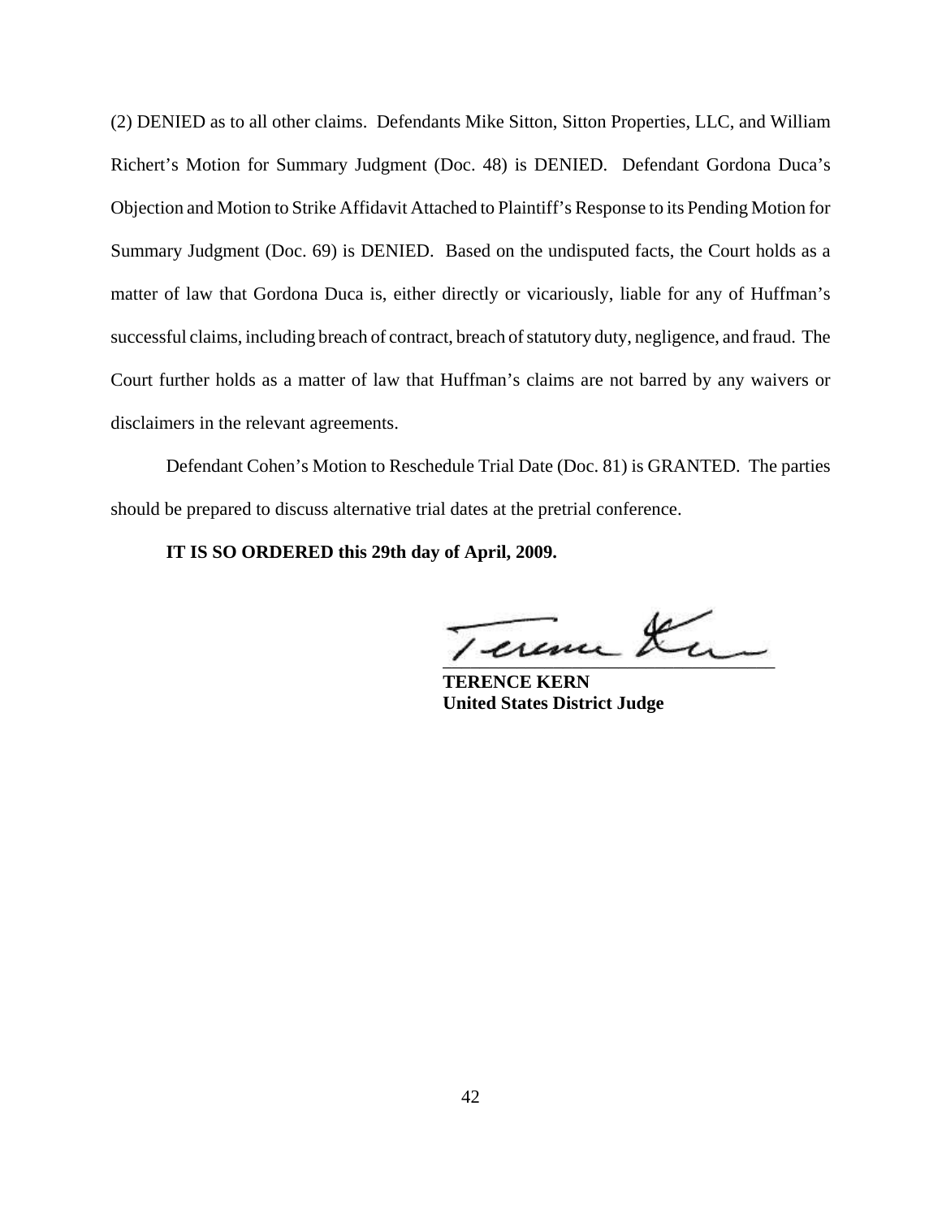(2) DENIED as to all other claims. Defendants Mike Sitton, Sitton Properties, LLC, and William Richert's Motion for Summary Judgment (Doc. 48) is DENIED. Defendant Gordona Duca's Objection and Motion to Strike Affidavit Attached to Plaintiff's Response to its Pending Motion for Summary Judgment (Doc. 69) is DENIED. Based on the undisputed facts, the Court holds as a matter of law that Gordona Duca is, either directly or vicariously, liable for any of Huffman's successful claims, including breach of contract, breach of statutory duty, negligence, and fraud. The Court further holds as a matter of law that Huffman's claims are not barred by any waivers or disclaimers in the relevant agreements.

Defendant Cohen's Motion to Reschedule Trial Date (Doc. 81) is GRANTED. The parties should be prepared to discuss alternative trial dates at the pretrial conference.

**IT IS SO ORDERED this 29th day of April, 2009.**

**TERENCE KERN**
**United States District Judge**